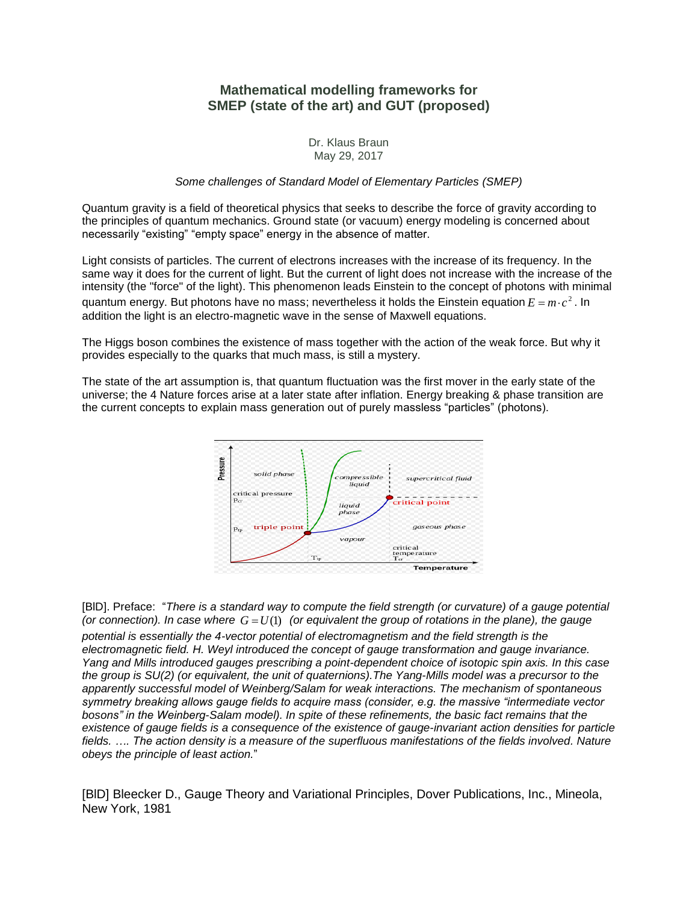# Mathematical modelling frameworks for SMEP (state of the art) and GUT (proposed)

Dr. Klaus Braun
May 29, 2017

*Some challenges of Standard Model of Elementary Particles (SMEP)*

Quantum gravity is a field of theoretical physics that seeks to describe the force of gravity according to the principles of quantum mechanics. Ground state (or vacuum) energy modeling is concerned about necessarily "existing" "empty space" energy in the absence of matter.

Light consists of particles. The current of electrons increases with the increase of its frequency. In the same way it does for the current of light. But the current of light does not increase with the increase of the intensity (the "force" of the light). This phenomenon leads Einstein to the concept of photons with minimal quantum energy. But photons have no mass; nevertheless it holds the Einstein equation $E = m \cdot c^2$. In addition the light is an electro-magnetic wave in the sense of Maxwell equations.

The Higgs boson combines the existence of mass together with the action of the weak force. But why it provides especially to the quarks that much mass, is still a mystery.

The state of the art assumption is, that quantum fluctuation was the first mover in the early state of the universe; the 4 Nature forces arise at a later state after inflation. Energy breaking & phase transition are the current concepts to explain mass generation out of purely massless "particles" (photons).

[BlD]. Preface: "*There is a standard way to compute the field strength (or curvature) of a gauge potential (or connection). In case where $G = U(1)$ (or equivalent the group of rotations in the plane), the gauge potential is essentially the 4-vector potential of electromagnetism and the field strength is the electromagnetic field. H. Weyl introduced the concept of gauge transformation and gauge invariance. Yang and Mills introduced gauges prescribing a point-dependent choice of isotopic spin axis. In this case the group is SU(2) (or equivalent, the unit of quaternions).The Yang-Mills model was a precursor to the apparently successful model of Weinberg/Salam for weak interactions. The mechanism of spontaneous symmetry breaking allows gauge fields to acquire mass (consider, e.g. the massive "intermediate vector bosons" in the Weinberg-Salam model). In spite of these refinements, the basic fact remains that the existence of gauge fields is a consequence of the existence of gauge-invariant action densities for particle fields. …. The action density is a measure of the superfluous manifestations of the fields involved. Nature obeys the principle of least action.*"

[BlD] Bleecker D., Gauge Theory and Variational Principles, Dover Publications, Inc., Mineola, New York, 1981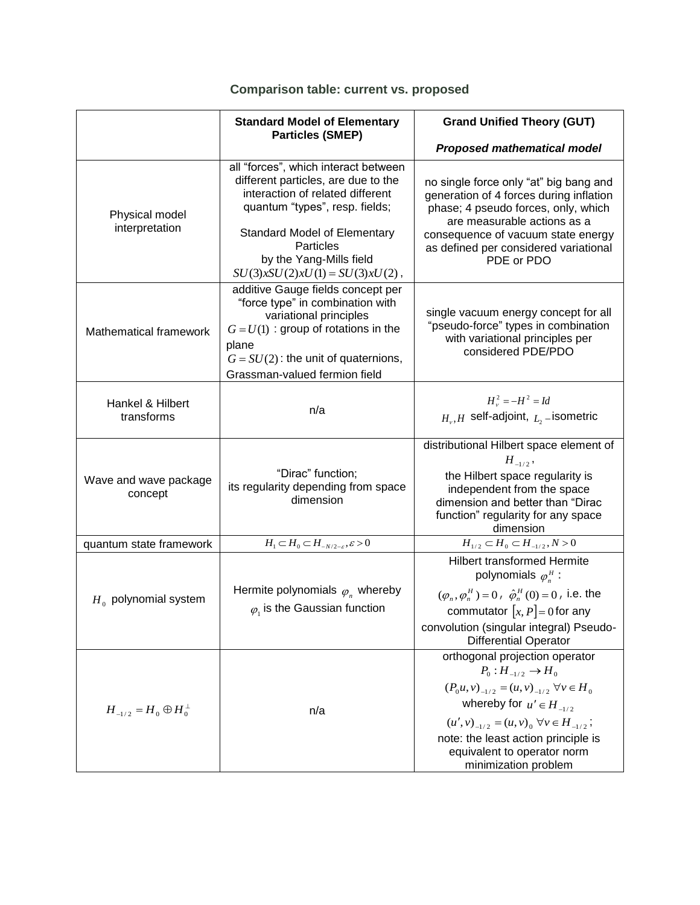### Comparison table: current vs. proposed

| | **Standard Model of Elementary Particles (SMEP)** | **Grand Unified Theory (GUT)** ***Proposed mathematical model*** |
|---|---|---|
| Physical model interpretation | all "forces", which interact between different particles, are due to the interaction of related different quantum "types", resp. fields; Standard Model of Elementary Particles by the Yang-Mills field $SU(3)xSU(2)xU(1) = SU(3)xU(2)$, | no single force only "at" big bang and generation of 4 forces during inflation phase; 4 pseudo forces, only, which are measurable actions as a consequence of vacuum state energy as defined per considered variational PDE or PDO |
| Mathematical framework | additive Gauge fields concept per "force type" in combination with variational principles $G = U(1)$ : group of rotations in the plane $G = SU(2)$ : the unit of quaternions, Grassman-valued fermion field | single vacuum energy concept for all "pseudo-force" types in combination with variational principles per considered PDE/PDO |
| Hankel & Hilbert transforms | n/a | $H_\nu^2 = -H^2 = Id$ $H_\nu, H$ self-adjoint, $L_2$ −isometric |
| Wave and wave package concept | "Dirac" function; its regularity depending from space dimension | distributional Hilbert space element of $H_{-1/2}$, the Hilbert space regularity is independent from the space dimension and better than "Dirac function" regularity for any space dimension |
| quantum state framework | $H_1 \subset H_0 \subset H_{-N/2-\varepsilon}, \varepsilon > 0$ | $H_{1/2} \subset H_0 \subset H_{-1/2}, N > 0$ |
| $H_0$ polynomial system | Hermite polynomials $\varphi_n$ whereby $\varphi_1$ is the Gaussian function | Hilbert transformed Hermite polynomials $\varphi_n^H$ : $(\varphi_n, \varphi_n^H) = 0$, $\hat{\varphi}_n^H(0) = 0$, i.e. the commutator $[x, P] = 0$ for any convolution (singular integral) Pseudo-Differential Operator |
| $H_{-1/2} = H_0 \oplus H_0^\perp$ | n/a | orthogonal projection operator $P_0 : H_{-1/2} \to H_0$ $(P_0 u, v)_{-1/2} = (u, v)_{-1/2} \ \forall v \in H_0$ whereby for $u' \in H_{-1/2}$ $(u', v)_{-1/2} = (u, v)_0 \ \forall v \in H_{-1/2}$; note: the least action principle is equivalent to operator norm minimization problem |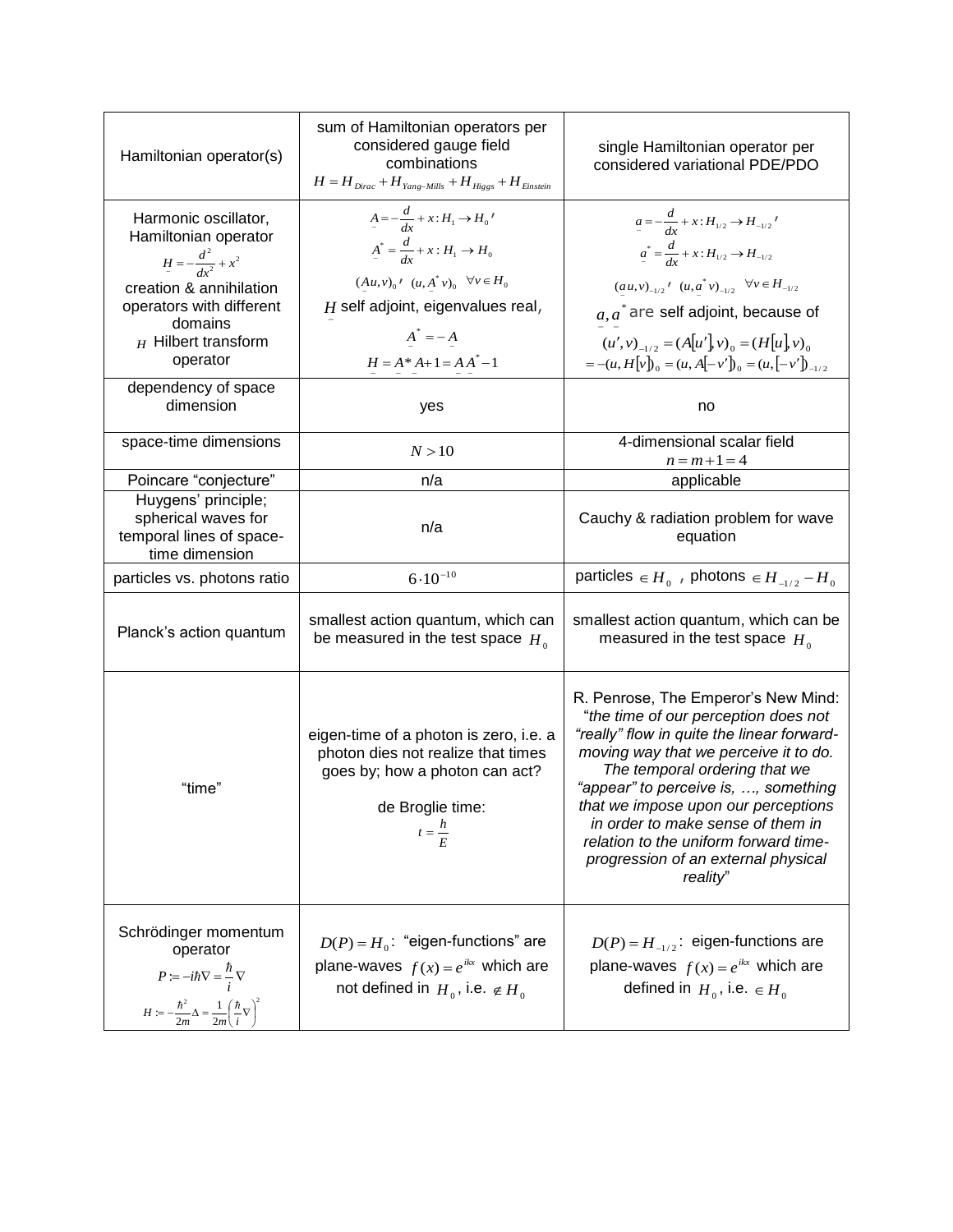| Hamiltonian operator(s) | sum of Hamiltonian operators per considered gauge field combinations $H = H_{Dirac} + H_{Yang-Mills} + H_{Higgs} + H_{Einstein}$ | single Hamiltonian operator per considered variational PDE/PDO |
|---|---|---|
| Harmonic oscillator, Hamiltonian operator $\underset{-}{H} = -\frac{d^2}{dx^2} + x^2$ creation & annihilation operators with different domains $H$ Hilbert transform operator | $\underset{-}{A} = -\frac{d}{dx} + x : H_1 \to H_0{}'$ <br> $\underset{-}{A}^* = \frac{d}{dx} + x : H_1 \to H_0$ <br> $(\underset{-}{A}u, v)_0{}'$ $(u, \underset{-}{A}^* v)_0 \quad \forall v \in H_0$ <br> $\underset{-}{H}$ self adjoint, eigenvalues real, <br> $\underset{-}{A}^* = -\underset{-}{A}$ <br> $\underset{-}{H} = \underset{-}{A}^* \underset{-}{A} + 1 = \underset{-}{A}\underset{-}{A}^* - 1$ | $\underset{-}{a} = -\frac{d}{dx} + x : H_{1/2} \to H_{-1/2}{}'$ <br> $\underset{-}{a}^* = \frac{d}{dx} + x : H_{1/2} \to H_{-1/2}$ <br> $(\underset{-}{a}u, v)_{-1/2}{}'$ $(u, \underset{-}{a}^* v)_{-1/2} \quad \forall v \in H_{-1/2}$ <br> $\underset{-}{a}, \underset{-}{a}^*$ are self adjoint, because of <br> $(u', v)_{-1/2} = (A[u'], v)_0 = (H[u], v)_0$ <br> $= -(u, H[v])_0 = (u, A[-v'])_0 = (u, [-v'])_{-1/2}$ |
| dependency of space dimension | yes | no |
| space-time dimensions | $N > 10$ | 4-dimensional scalar field $n = m + 1 = 4$ |
| Poincare "conjecture" | n/a | applicable |
| Huygens' principle; spherical waves for temporal lines of space-time dimension | n/a | Cauchy & radiation problem for wave equation |
| particles vs. photons ratio | $6 \cdot 10^{-10}$ | particles $\in H_0$ , photons $\in H_{-1/2} - H_0$ |
| Planck's action quantum | smallest action quantum, which can be measured in the test space $H_0$ | smallest action quantum, which can be measured in the test space $H_0$ |
| "time" | eigen-time of a photon is zero, i.e. a photon dies not realize that times goes by; how a photon can act? <br><br> de Broglie time: $t = \frac{h}{E}$ | R. Penrose, The Emperor's New Mind: "*the time of our perception does not "really" flow in quite the linear forward-moving way that we perceive it to do. The temporal ordering that we "appear" to perceive is, …, something that we impose upon our perceptions in order to make sense of them in relation to the uniform forward time-progression of an external physical reality*" |
| Schrödinger momentum operator $P := -i\hbar\nabla = \frac{\hbar}{i}\nabla$ $H := -\frac{\hbar^2}{2m}\Delta = \frac{1}{2m}\left(\frac{\hbar}{i}\nabla\right)^2$ | $D(P) = H_0$: "eigen-functions" are plane-waves $f(x) = e^{ikx}$ which are not defined in $H_0$, i.e. $\notin H_0$ | $D(P) = H_{-1/2}$: eigen-functions are plane-waves $f(x) = e^{ikx}$ which are defined in $H_0$, i.e. $\in H_0$ |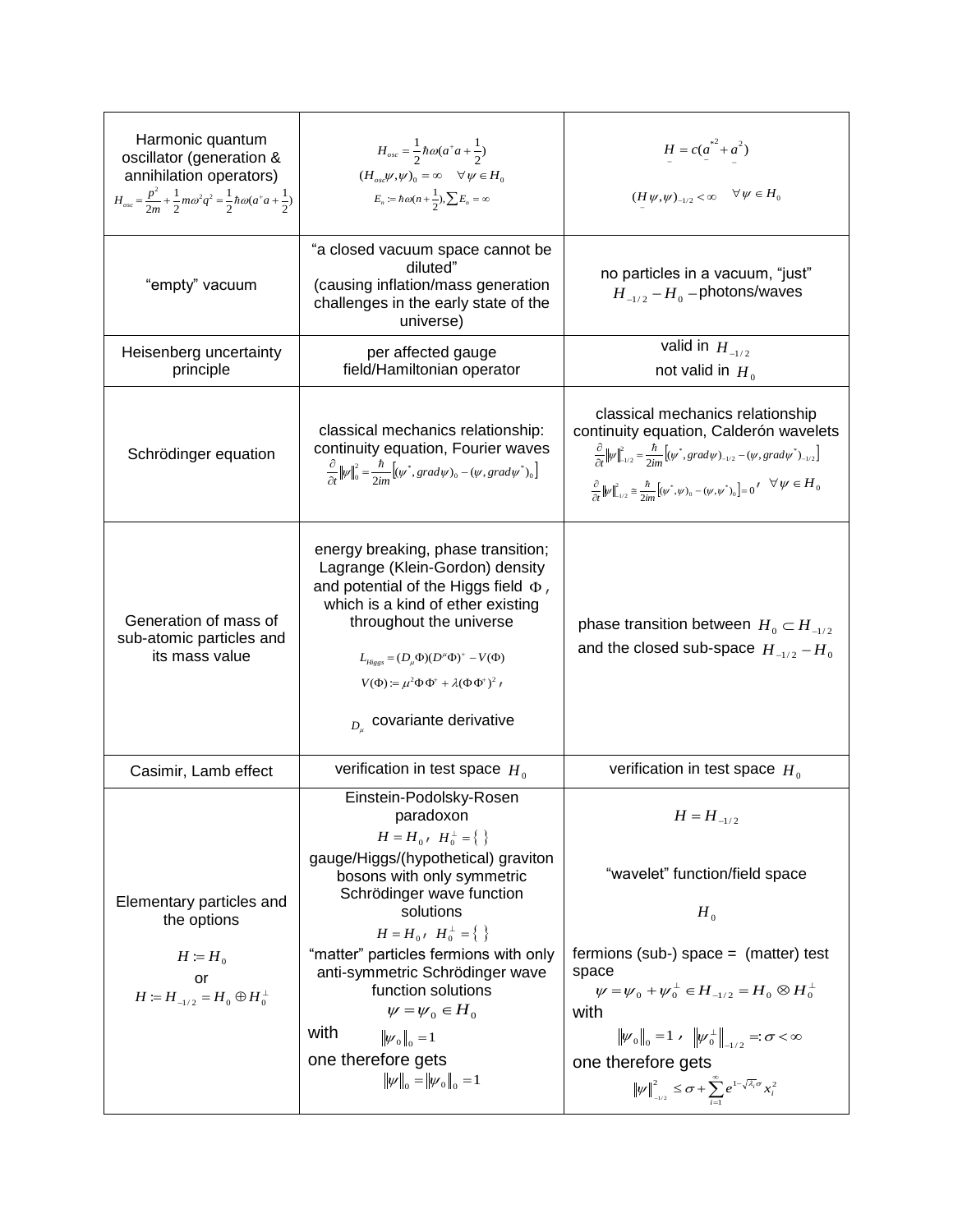| Harmonic quantum oscillator (generation & annihilation operators) $H_{osc}=\frac{p^2}{2m}+\frac{1}{2}m\omega^2q^2=\frac{1}{2}\hbar\omega(a^+a+\frac{1}{2})$ | $H_{osc}=\frac{1}{2}\hbar\omega(a^+a+\frac{1}{2})$ <br> $(H_{osc}\psi,\psi)_0=\infty \quad \forall\psi\in H_0$ <br> $E_n:=\hbar\omega(n+\frac{1}{2}),\sum E_n=\infty$ | $\underline{H}=c(\underline{a}^{*2}+\underline{a}^2)$ <br> $(\underline{H}\psi,\psi)_{-1/2}<\infty \quad \forall\psi\in H_0$ |
|---|---|---|
| "empty" vacuum | "a closed vacuum space cannot be diluted" (causing inflation/mass generation challenges in the early state of the universe) | no particles in a vacuum, "just" $H_{-1/2}-H_0$ – photons/waves |
| Heisenberg uncertainty principle | per affected gauge field/Hamiltonian operator | valid in $H_{-1/2}$ <br> not valid in $H_0$ |
| Schrödinger equation | classical mechanics relationship: continuity equation, Fourier waves $\frac{\partial}{\partial t}\Vert\psi\Vert_0^2=\frac{\hbar}{2im}\left[(\psi^*,grad\psi)_0-(\psi,grad\psi^*)_0\right]$ | classical mechanics relationship continuity equation, Calderón wavelets $\frac{\partial}{\partial t}\Vert\psi\Vert_{-1/2}^2=\frac{\hbar}{2im}\left[(\psi^*,grad\psi)_{-1/2}-(\psi,grad\psi^*)_{-1/2}\right]$ <br> $\frac{\partial}{\partial t}\Vert\psi\Vert_{-1/2}^2\cong\frac{\hbar}{2im}\left[(\psi^*,\psi)_0-(\psi,\psi^*)_0\right]=0$, $\forall\psi\in H_0$ |
| Generation of mass of sub-atomic particles and its mass value | energy breaking, phase transition; Lagrange (Klein-Gordon) density and potential of the Higgs field $\Phi$, which is a kind of ether existing throughout the universe <br> $L_{Higgs}=(D_\mu\Phi)(D^\mu\Phi)^+-V(\Phi)$ <br> $V(\Phi):=\mu^2\Phi\Phi^++\lambda(\Phi\Phi^+)^2$, <br> $D_\mu$ covariante derivative | phase transition between $H_0\subset H_{-1/2}$ and the closed sub-space $H_{-1/2}-H_0$ |
| Casimir, Lamb effect | verification in test space $H_0$ | verification in test space $H_0$ |
| Elementary particles and the options <br> $H:=H_0$ <br> or <br> $H:=H_{-1/2}=H_0\oplus H_0^\perp$ | Einstein-Podolsky-Rosen paradoxon <br> $H=H_0$, $H_0^\perp=\{\,\}$ <br> gauge/Higgs/(hypothetical) graviton bosons with only symmetric Schrödinger wave function solutions <br> $H=H_0$, $H_0^\perp=\{\,\}$ <br> "matter" particles fermions with only anti-symmetric Schrödinger wave function solutions <br> $\psi=\psi_0\in H_0$ <br> with $\Vert\psi_0\Vert_0=1$ <br> one therefore gets $\Vert\psi\Vert_0=\Vert\psi_0\Vert_0=1$ | $H=H_{-1/2}$ <br> "wavelet" function/field space <br> $H_0$ <br> fermions (sub-) space = (matter) test space $\psi=\psi_0+\psi_0^\perp\in H_{-1/2}=H_0\otimes H_0^\perp$ <br> with $\Vert\psi_0\Vert_0=1$, $\Vert\psi_0^\perp\Vert_{-1/2}=:\sigma<\infty$ <br> one therefore gets $\Vert\psi\Vert_{-1/2}^2\le\sigma+\sum_{i=1}^{\infty}e^{1-\sqrt{\lambda_i}\sigma}x_i^2$ |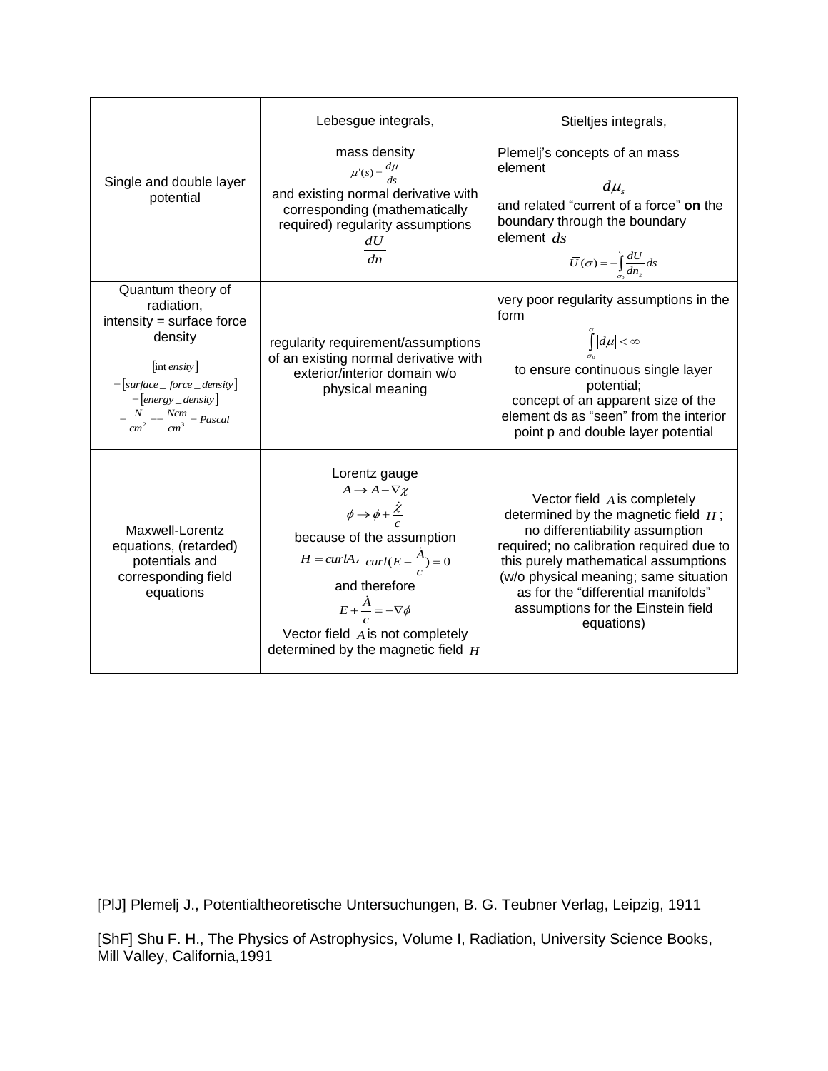| | | |
|---|---|---|
| Single and double layer potential | Lebesgue integrals, mass density $\mu'(s)=\frac{d\mu}{ds}$ and existing normal derivative with corresponding (mathematically required) regularity assumptions $\frac{dU}{dn}$ | Stieltjes integrals, Plemelj's concepts of an mass element $d\mu_s$ and related "current of a force" **on** the boundary through the boundary element $ds$ $\overline{U}(\sigma)=-\int_{\sigma_0}^{\sigma}\frac{dU}{dn_s}ds$ |
| Quantum theory of radiation, intensity = surface force density $[\text{int}\,ensity]$ $=[surface\_force\_density]$ $=[energy\_density]$ $=\frac{N}{cm^2}==\frac{Ncm}{cm^3}=Pascal$ | regularity requirement/assumptions of an existing normal derivative with exterior/interior domain w/o physical meaning | very poor regularity assumptions in the form $\int_{\sigma_0}^{\sigma}\lvert d\mu\rvert<\infty$ to ensure continuous single layer potential; concept of an apparent size of the element ds as "seen" from the interior point p and double layer potential |
| Maxwell-Lorentz equations, (retarded) potentials and corresponding field equations | Lorentz gauge $A\to A-\nabla\chi$ $\phi\to\phi+\frac{\dot{\chi}}{c}$ because of the assumption $H=curlA$, $curl(E+\frac{\dot{A}}{c})=0$ and therefore $E+\frac{\dot{A}}{c}=-\nabla\phi$ Vector field $A$ is not completely determined by the magnetic field $H$ | Vector field $A$ is completely determined by the magnetic field $H$; no differentiability assumption required; no calibration required due to this purely mathematical assumptions (w/o physical meaning; same situation as for the "differential manifolds" assumptions for the Einstein field equations) |

[PlJ] Plemelj J., Potentialtheoretische Untersuchungen, B. G. Teubner Verlag, Leipzig, 1911

[ShF] Shu F. H., The Physics of Astrophysics, Volume I, Radiation, University Science Books, Mill Valley, California,1991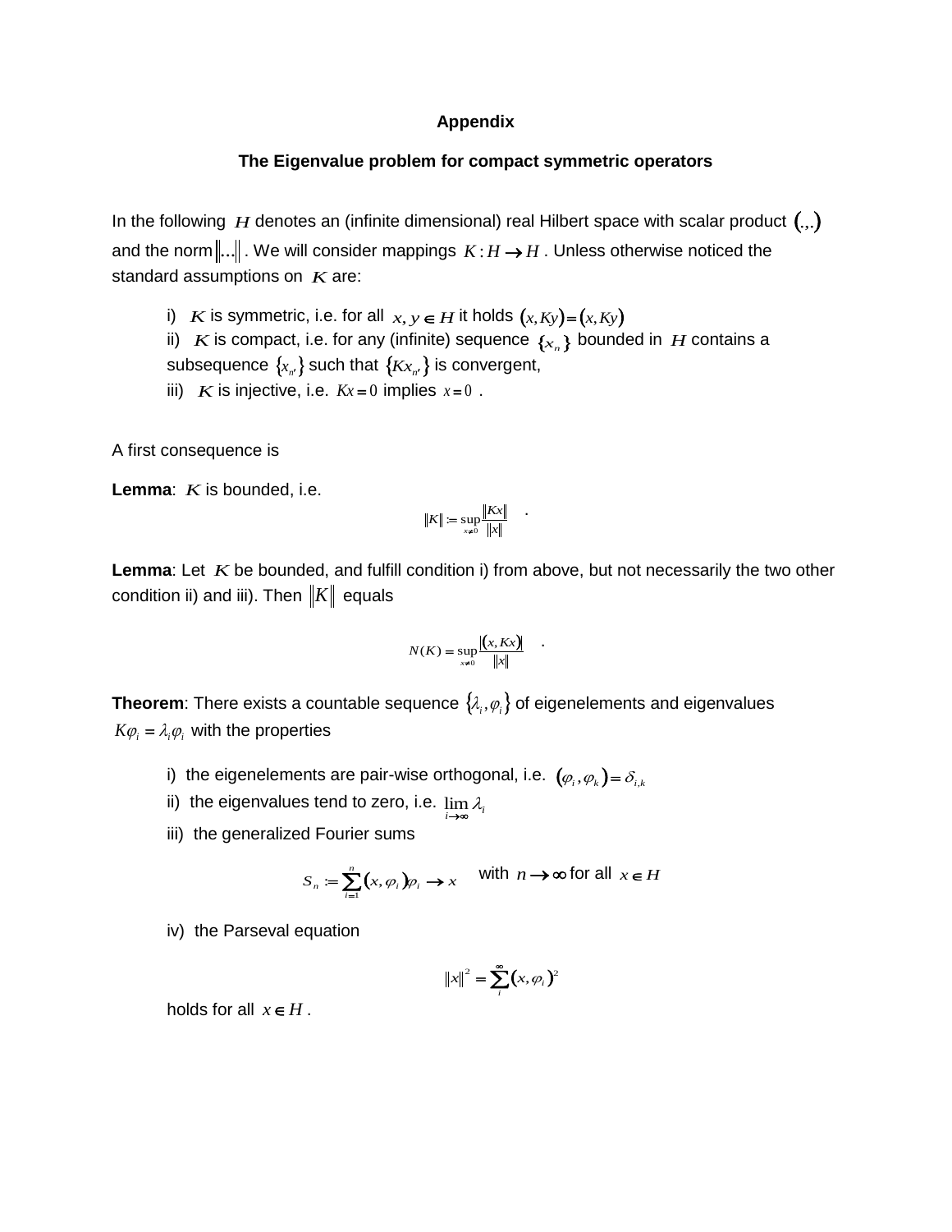**Appendix**

**The Eigenvalue problem for compact symmetric operators**

In the following $H$ denotes an (infinite dimensional) real Hilbert space with scalar product $(.,.)$ and the norm $\|...\|$. We will consider mappings $K : H \to H$. Unless otherwise noticed the standard assumptions on $K$ are:

- i) $K$ is symmetric, i.e. for all $x, y \in H$ it holds $(x, Ky) = (x, Ky)$
- ii) $K$ is compact, i.e. for any (infinite) sequence $\{x_n\}$ bounded in $H$ contains a subsequence $\{x_{n'}\}$ such that $\{Kx_{n'}\}$ is convergent,
- iii) $K$ is injective, i.e. $Kx = 0$ implies $x = 0$.

A first consequence is

**Lemma**: $K$ is bounded, i.e.

$$\|K\| := \sup_{x \neq 0} \frac{\|Kx\|}{\|x\|} \quad .$$

**Lemma**: Let $K$ be bounded, and fulfill condition i) from above, but not necessarily the two other condition ii) and iii). Then $\|K\|$ equals

$$N(K) = \sup_{x \neq 0} \frac{|(x, Kx)|}{\|x\|} \quad .$$

**Theorem**: There exists a countable sequence $\{\lambda_i, \varphi_i\}$ of eigenelements and eigenvalues $K\varphi_i = \lambda_i \varphi_i$ with the properties

- i) the eigenelements are pair-wise orthogonal, i.e. $(\varphi_i, \varphi_k) = \delta_{i,k}$
- ii) the eigenvalues tend to zero, i.e. $\lim_{i \to \infty} \lambda_i$
- iii) the generalized Fourier sums

$$S_n := \sum_{i=1}^{n} (x, \varphi_i)\varphi_i \to x \quad \text{with } n \to \infty \text{ for all } x \in H$$

- iv) the Parseval equation

$$\|x\|^2 = \sum_{i}^{\infty} (x, \varphi_i)^2$$

holds for all $x \in H$.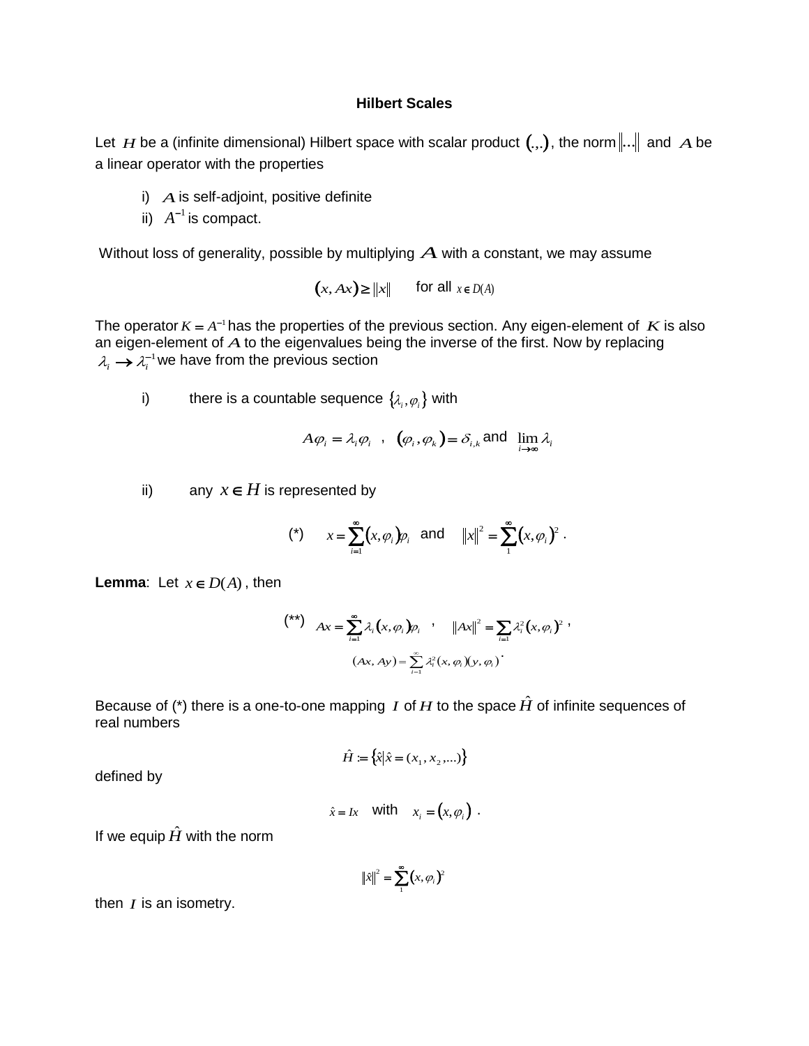# Hilbert Scales

Let $H$ be a (infinite dimensional) Hilbert space with scalar product $(.,.)$, the norm $\|...\|$ and $A$ be a linear operator with the properties

i) $A$ is self-adjoint, positive definite
ii) $A^{-1}$ is compact.

Without loss of generality, possible by multiplying $A$ with a constant, we may assume

$$(x, Ax) \geq \|x\| \quad \text{for all } x \in D(A)$$

The operator $K = A^{-1}$ has the properties of the previous section. Any eigen-element of $K$ is also an eigen-element of $A$ to the eigenvalues being the inverse of the first. Now by replacing $\lambda_i \to \lambda_i^{-1}$ we have from the previous section

i) there is a countable sequence $\{\lambda_i, \varphi_i\}$ with

$$A\varphi_i = \lambda_i \varphi_i \quad , \quad (\varphi_i, \varphi_k) = \delta_{i,k} \text{ and } \lim_{i \to \infty} \lambda_i$$

ii) any $x \in H$ is represented by

$$(*) \qquad x = \sum_{i=1}^{\infty} (x, \varphi_i) \varphi_i \quad \text{and} \quad \|x\|^2 = \sum_{1}^{\infty} (x, \varphi_i)^2 \,.$$

**Lemma**: Let $x \in D(A)$, then

$$(**) \quad Ax = \sum_{i=1}^{\infty} \lambda_i (x, \varphi_i) \varphi_i \quad , \quad \|Ax\|^2 = \sum_{i=1} \lambda_i^2 (x, \varphi_i)^2 \,,$$

$$(Ax, Ay) = \sum_{i=1}^{\infty} \lambda_i^2 (x, \varphi_i)(y, \varphi_i) \,.$$

Because of (*) there is a one-to-one mapping $I$ of $H$ to the space $\hat{H}$ of infinite sequences of real numbers

$$\hat{H} := \{\hat{x} | \hat{x} = (x_1, x_2, ...)\}$$

defined by

$$\hat{x} = Ix \quad \text{with} \quad x_i = (x, \varphi_i) \,.$$

If we equip $\hat{H}$ with the norm

$$\|\hat{x}\|^2 = \sum_{1}^{\infty} (x, \varphi_i)^2$$

then $I$ is an isometry.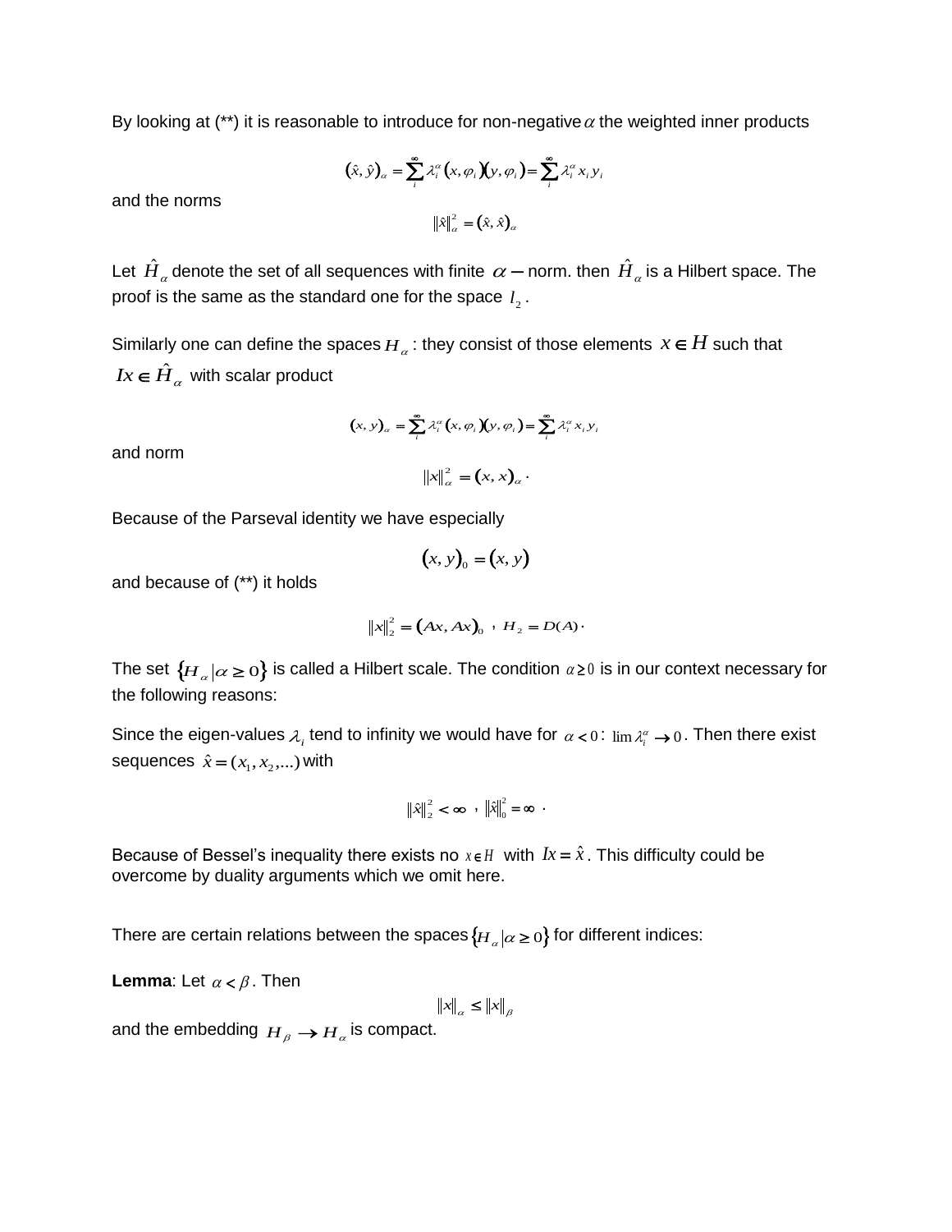By looking at (**) it is reasonable to introduce for non-negative $\alpha$ the weighted inner products

$$(\hat{x}, \hat{y})_\alpha = \sum_i^\infty \lambda_i^\alpha (x, \varphi_i)(y, \varphi_i) = \sum_i^\infty \lambda_i^\alpha x_i y_i$$

and the norms

$$\|\hat{x}\|_\alpha^2 = (\hat{x}, \hat{x})_\alpha$$

Let $\hat{H}_\alpha$ denote the set of all sequences with finite $\alpha -$ norm. then $\hat{H}_\alpha$ is a Hilbert space. The proof is the same as the standard one for the space $l_2$.

Similarly one can define the spaces $H_\alpha$ : they consist of those elements $x \in H$ such that $Ix \in \hat{H}_\alpha$ with scalar product

$$(x, y)_\alpha = \sum_i^\infty \lambda_i^\alpha (x, \varphi_i)(y, \varphi_i) = \sum_i^\infty \lambda_i^\alpha x_i y_i$$

and norm

$$\|x\|_\alpha^2 = (x, x)_\alpha \cdot$$

Because of the Parseval identity we have especially

$$(x, y)_0 = (x, y)$$

and because of (**) it holds

$$\|x\|_2^2 = (Ax, Ax)_0 \ , \ H_2 = D(A) \cdot$$

The set $\{H_\alpha | \alpha \geq 0\}$ is called a Hilbert scale. The condition $\alpha \geq 0$ is in our context necessary for the following reasons:

Since the eigen-values $\lambda_i$ tend to infinity we would have for $\alpha < 0$: $\lim \lambda_i^\alpha \to 0$. Then there exist sequences $\hat{x} = (x_1, x_2, ...)$ with

$$\|\hat{x}\|_2^2 < \infty \ , \ \|\hat{x}\|_0^2 = \infty \ \cdot$$

Because of Bessel's inequality there exists no $x \in H$ with $Ix = \hat{x}$. This difficulty could be overcome by duality arguments which we omit here.

There are certain relations between the spaces $\{H_\alpha | \alpha \geq 0\}$ for different indices:

**Lemma**: Let $\alpha < \beta$. Then

$$\|x\|_\alpha \leq \|x\|_\beta$$

and the embedding $H_\beta \to H_\alpha$ is compact.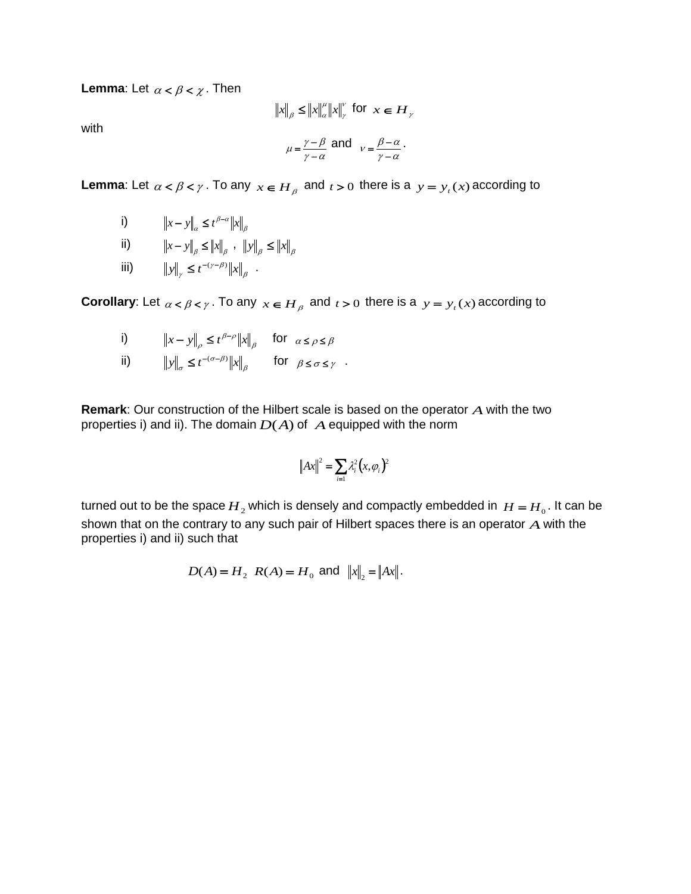**Lemma**: Let $\alpha < \beta < \chi$. Then

$$\|x\|_\beta \leq \|x\|_\alpha^\mu \|x\|_\gamma^\nu \text{ for } x \in H_\gamma$$

with

$$\mu = \frac{\gamma - \beta}{\gamma - \alpha} \text{ and } \nu = \frac{\beta - \alpha}{\gamma - \alpha}.$$

**Lemma**: Let $\alpha < \beta < \gamma$. To any $x \in H_\beta$ and $t > 0$ there is a $y = y_t(x)$ according to

i) $\|x - y\|_\alpha \leq t^{\beta - \alpha} \|x\|_\beta$

ii) $\|x - y\|_\beta \leq \|x\|_\beta$ , $\|y\|_\beta \leq \|x\|_\beta$

iii) $\|y\|_\gamma \leq t^{-(\gamma - \beta)} \|x\|_\beta$ .

**Corollary**: Let $\alpha < \beta < \gamma$. To any $x \in H_\beta$ and $t > 0$ there is a $y = y_t(x)$ according to

i) $\|x - y\|_\rho \leq t^{\beta - \rho} \|x\|_\beta$ for $\alpha \leq \rho \leq \beta$

ii) $\|y\|_\sigma \leq t^{-(\sigma - \beta)} \|x\|_\beta$ for $\beta \leq \sigma \leq \gamma$ .

**Remark**: Our construction of the Hilbert scale is based on the operator $A$ with the two properties i) and ii). The domain $D(A)$ of $A$ equipped with the norm

$$\|Ax\|^2 = \sum_{i=1} \lambda_i^2 (x, \varphi_i)^2$$

turned out to be the space $H_2$ which is densely and compactly embedded in $H = H_0$. It can be shown that on the contrary to any such pair of Hilbert spaces there is an operator $A$ with the properties i) and ii) such that

$$D(A) = H_2 \quad R(A) = H_0 \text{ and } \|x\|_2 = \|Ax\|.$$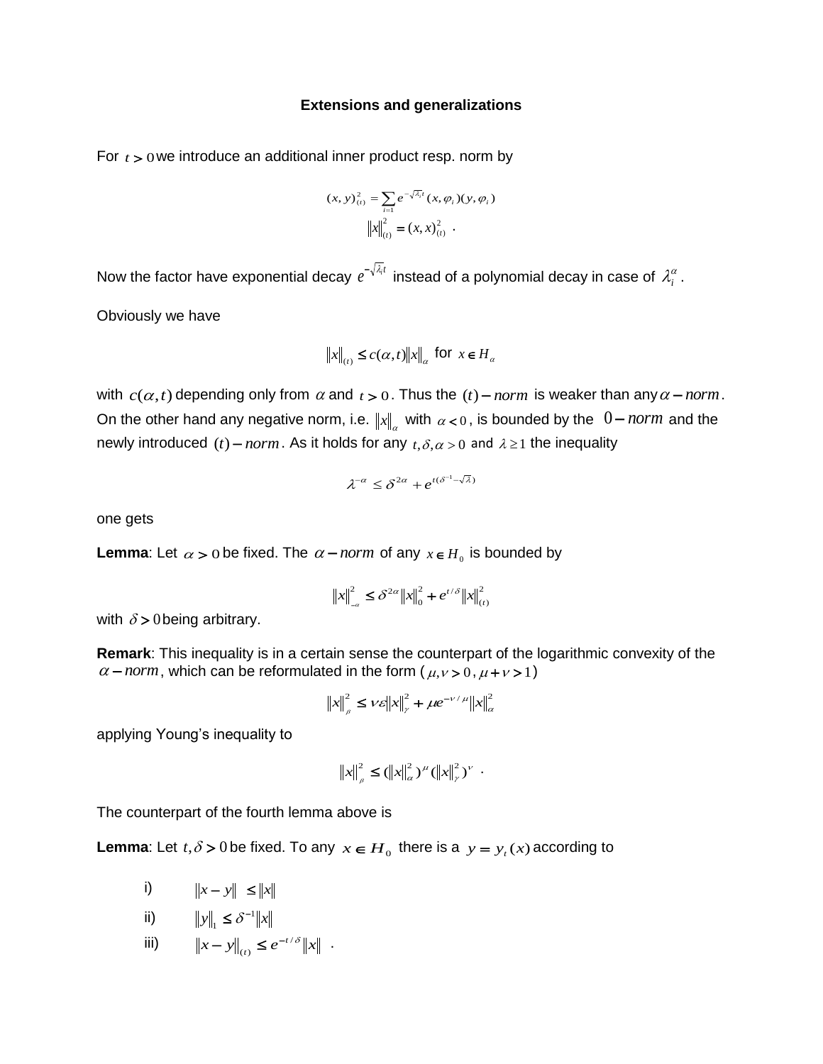### Extensions and generalizations

For $t > 0$ we introduce an additional inner product resp. norm by

$$(x, y)_{(t)}^2 = \sum_{i=1} e^{-\sqrt{\lambda_i}t}(x, \varphi_i)(y, \varphi_i)$$

$$\|x\|_{(t)}^2 = (x, x)_{(t)}^2 \ .$$

Now the factor have exponential decay $e^{-\sqrt{\lambda_i}t}$ instead of a polynomial decay in case of $\lambda_i^\alpha$.

Obviously we have

$$\|x\|_{(t)} \le c(\alpha, t)\|x\|_\alpha \text{ for } x \in H_\alpha$$

with $c(\alpha, t)$ depending only from $\alpha$ and $t > 0$. Thus the $(t)-norm$ is weaker than any $\alpha - norm$. On the other hand any negative norm, i.e. $\|x\|_\alpha$ with $\alpha < 0$, is bounded by the $0 - norm$ and the newly introduced $(t)-norm$. As it holds for any $t, \delta, \alpha > 0$ and $\lambda \ge 1$ the inequality

$$\lambda^{-\alpha} \le \delta^{2\alpha} + e^{t(\delta^{-1} - \sqrt{\lambda})}$$

one gets

**Lemma**: Let $\alpha > 0$ be fixed. The $\alpha - norm$ of any $x \in H_0$ is bounded by

$$\|x\|_{-\alpha}^2 \le \delta^{2\alpha}\|x\|_0^2 + e^{t/\delta}\|x\|_{(t)}^2$$

with $\delta > 0$ being arbitrary.

**Remark**: This inequality is in a certain sense the counterpart of the logarithmic convexity of the $\alpha - norm$, which can be reformulated in the form ($\mu, \nu > 0$, $\mu + \nu > 1$)

$$\|x\|_\beta^2 \le \nu\varepsilon\|x\|_\gamma^2 + \mu e^{-\nu/\mu}\|x\|_\alpha^2$$

applying Young's inequality to

$$\|x\|_\beta^2 \le (\|x\|_\alpha^2)^\mu (\|x\|_\gamma^2)^\nu \ .$$

The counterpart of the fourth lemma above is

**Lemma**: Let $t, \delta > 0$ be fixed. To any $x \in H_0$ there is a $y = y_t(x)$ according to

i) $\|x - y\| \le \|x\|$

ii) $\|y\|_1 \le \delta^{-1}\|x\|$

iii) $\|x - y\|_{(t)} \le e^{-t/\delta}\|x\|$ .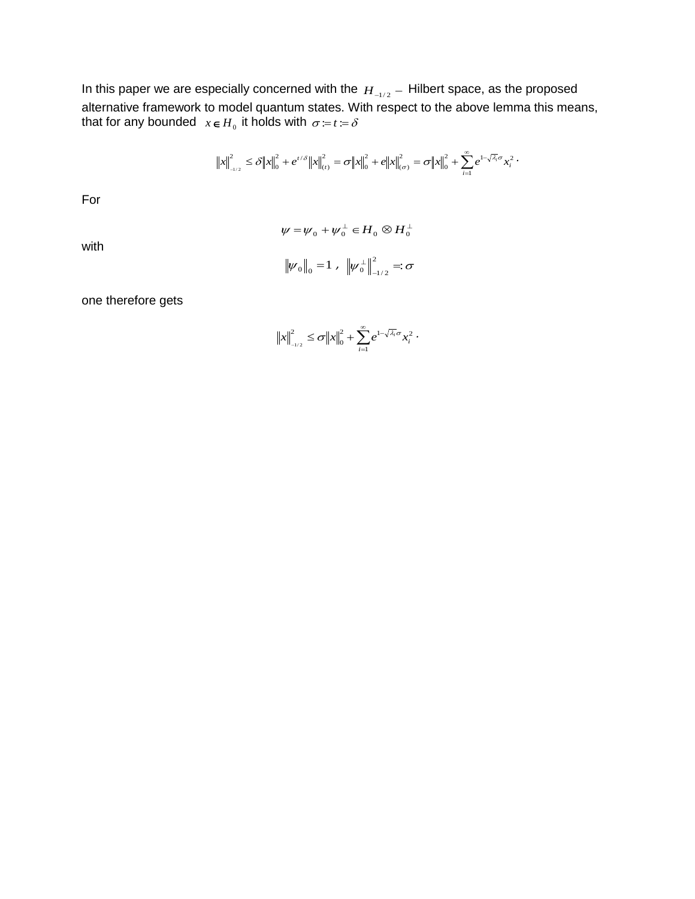In this paper we are especially concerned with the $H_{-1/2}-$ Hilbert space, as the proposed alternative framework to model quantum states. With respect to the above lemma this means, that for any bounded $x \in H_0$ it holds with $\sigma := t := \delta$

$$\|x\|_{-1/2}^2 \leq \delta \|x\|_0^2 + e^{t/\delta} \|x\|_{(t)}^2 = \sigma \|x\|_0^2 + e \|x\|_{(\sigma)}^2 = \sigma \|x\|_0^2 + \sum_{i=1}^{\infty} e^{1-\sqrt{\lambda_i}\sigma} x_i^2 \cdot$$

For

$$\psi = \psi_0 + \psi_0^{\perp} \in H_0 \otimes H_0^{\perp}$$

with

$$\|\psi_0\|_0 = 1 \text{ , } \quad \left\|\psi_0^{\perp}\right\|_{-1/2}^2 =: \sigma$$

one therefore gets

$$\|x\|_{-1/2}^2 \leq \sigma \|x\|_0^2 + \sum_{i=1}^{\infty} e^{1-\sqrt{\lambda_i}\sigma} x_i^2 \cdot$$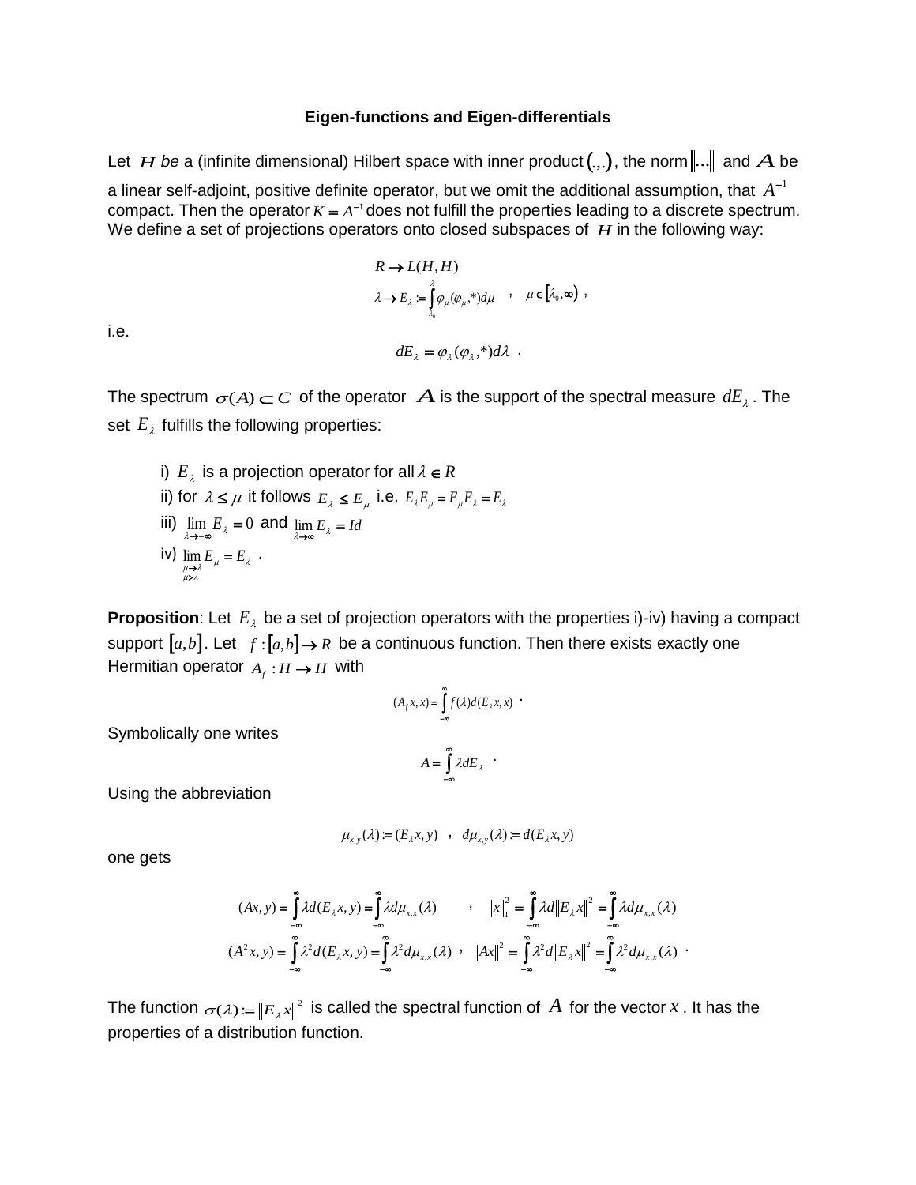### Eigen-functions and Eigen-differentials

Let $H$ *be* a (infinite dimensional) Hilbert space with inner product $(.,.)$, the norm $\|...\|$ and $A$ be a linear self-adjoint, positive definite operator, but we omit the additional assumption, that $A^{-1}$ compact. Then the operator $K = A^{-1}$ does not fulfill the properties leading to a discrete spectrum. We define a set of projections operators onto closed subspaces of $H$ in the following way:

$$R \to L(H,H)$$
$$\lambda \to E_\lambda := \int_{\lambda_0}^{\lambda} \varphi_\mu (\varphi_\mu, *) d\mu \quad , \quad \mu \in [\lambda_0, \infty) \ ,$$

i.e.

$$dE_\lambda = \varphi_\lambda (\varphi_\lambda, *) d\lambda \ .$$

The spectrum $\sigma(A) \subset C$ of the operator $A$ is the support of the spectral measure $dE_\lambda$. The set $E_\lambda$ fulfills the following properties:

i) $E_\lambda$ is a projection operator for all $\lambda \in R$
ii) for $\lambda \le \mu$ it follows $E_\lambda \le E_\mu$ i.e. $E_\lambda E_\mu = E_\mu E_\lambda = E_\lambda$
iii) $\lim_{\lambda \to -\infty} E_\lambda = 0$ and $\lim_{\lambda \to \infty} E_\lambda = Id$
iv) $\lim_{\substack{\mu \to \lambda \\ \mu > \lambda}} E_\mu = E_\lambda$ .

**Proposition**: Let $E_\lambda$ be a set of projection operators with the properties i)-iv) having a compact support $[a,b]$. Let $f : [a,b] \to R$ be a continuous function. Then there exists exactly one Hermitian operator $A_f : H \to H$ with

$$(A_f x, x) = \int_{-\infty}^{\infty} f(\lambda) d(E_\lambda x, x) \ .$$

Symbolically one writes

$$A = \int_{-\infty}^{\infty} \lambda dE_\lambda \ .$$

Using the abbreviation

$$\mu_{x,y}(\lambda) := (E_\lambda x, y) \quad , \quad d\mu_{x,y}(\lambda) := d(E_\lambda x, y)$$

one gets

$$(Ax, y) = \int_{-\infty}^{\infty} \lambda d(E_\lambda x, y) = \int_{-\infty}^{\infty} \lambda d\mu_{x,x}(\lambda) \qquad , \quad \|x\|_1^2 = \int_{-\infty}^{\infty} \lambda d\|E_\lambda x\|^2 = \int_{-\infty}^{\infty} \lambda d\mu_{x,x}(\lambda)$$

$$(A^2 x, y) = \int_{-\infty}^{\infty} \lambda^2 d(E_\lambda x, y) = \int_{-\infty}^{\infty} \lambda^2 d\mu_{x,x}(\lambda) \ , \quad \|Ax\|^2 = \int_{-\infty}^{\infty} \lambda^2 d\|E_\lambda x\|^2 = \int_{-\infty}^{\infty} \lambda^2 d\mu_{x,x}(\lambda) \ .$$

The function $\sigma(\lambda) := \|E_\lambda x\|^2$ is called the spectral function of $A$ for the vector $x$. It has the properties of a distribution function.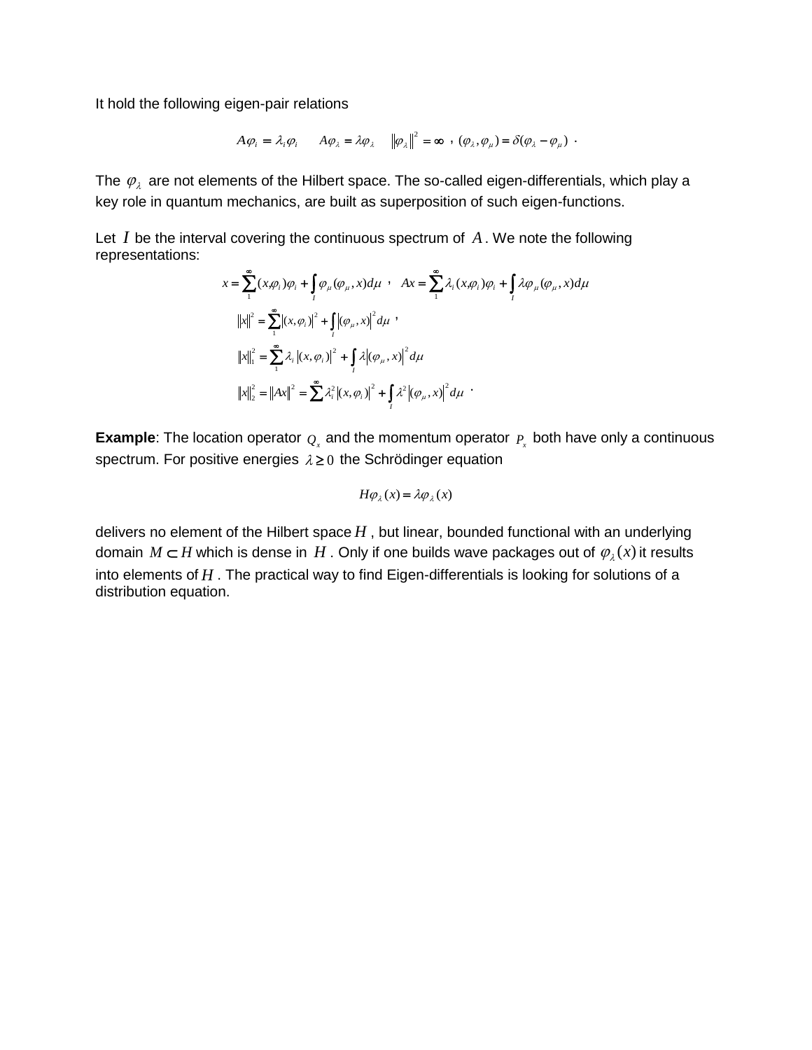It hold the following eigen-pair relations

$$A\varphi_i = \lambda_i \varphi_i \qquad A\varphi_\lambda = \lambda \varphi_\lambda \qquad \|\varphi_\lambda\|^2 = \infty \ , \ (\varphi_\lambda, \varphi_\mu) = \delta(\varphi_\lambda - \varphi_\mu) \ .$$

The $\varphi_\lambda$ are not elements of the Hilbert space. The so-called eigen-differentials, which play a key role in quantum mechanics, are built as superposition of such eigen-functions.

Let $I$ be the interval covering the continuous spectrum of $A$. We note the following representations:

$$x = \sum_1^\infty (x, \varphi_i)\varphi_i + \int_I \varphi_\mu (\varphi_\mu, x) d\mu \ , \quad Ax = \sum_1^\infty \lambda_i (x, \varphi_i)\varphi_i + \int_I \lambda \varphi_\mu (\varphi_\mu, x) d\mu$$

$$\|x\|^2 = \sum_1^\infty |(x, \varphi_i)|^2 + \int_I |(\varphi_\mu, x)|^2 d\mu \ ,$$

$$\|x\|_1^2 = \sum_1^\infty \lambda_i \, |(x, \varphi_i)|^2 + \int_I \lambda |(\varphi_\mu, x)|^2 d\mu$$

$$\|x\|_2^2 = \|Ax\|^2 = \sum^\infty \lambda_i^2 |(x, \varphi_i)|^2 + \int_I \lambda^2 |(\varphi_\mu, x)|^2 d\mu \ .$$

**Example**: The location operator $Q_x$ and the momentum operator $P_x$ both have only a continuous spectrum. For positive energies $\lambda \geq 0$ the Schrödinger equation

$$H\varphi_\lambda(x) = \lambda \varphi_\lambda(x)$$

delivers no element of the Hilbert space $H$, but linear, bounded functional with an underlying domain $M \subset H$ which is dense in $H$. Only if one builds wave packages out of $\varphi_\lambda(x)$ it results into elements of $H$. The practical way to find Eigen-differentials is looking for solutions of a distribution equation.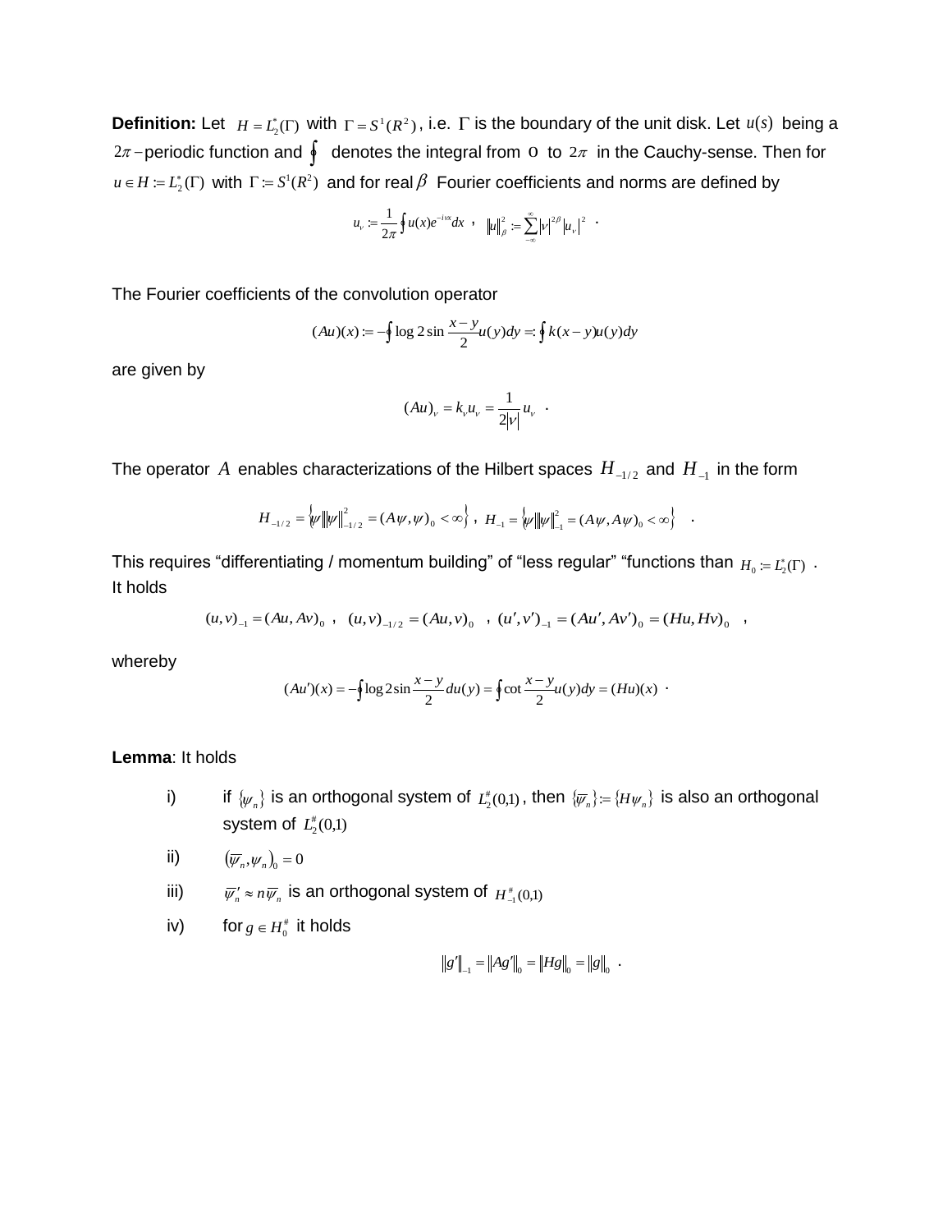**Definition:** Let $H = L_2^*(\Gamma)$ with $\Gamma = S^1(R^2)$, i.e. $\Gamma$ is the boundary of the unit disk. Let $u(s)$ being a $2\pi-$periodic function and $\oint$ denotes the integral from 0 to $2\pi$ in the Cauchy-sense. Then for $u \in H := L_2^*(\Gamma)$ with $\Gamma := S^1(R^2)$ and for real $\beta$ Fourier coefficients and norms are defined by

$$u_\nu := \frac{1}{2\pi}\oint u(x)e^{-i\nu x}dx \ , \quad \|u\|_\beta^2 := \sum_{-\infty}^{\infty}|\nu|^{2\beta}|u_\nu|^2 \ .$$

The Fourier coefficients of the convolution operator

$$(Au)(x) := -\oint \log 2\sin\frac{x-y}{2}u(y)dy =: \oint k(x-y)u(y)dy$$

are given by

$$(Au)_\nu = k_\nu u_\nu = \frac{1}{2|\nu|}u_\nu \ .$$

The operator $A$ enables characterizations of the Hilbert spaces $H_{-1/2}$ and $H_{-1}$ in the form

$$H_{-1/2} = \left\{\psi \middle| \|\psi\|_{-1/2}^2 = (A\psi,\psi)_0 < \infty\right\} \ , \ H_{-1} = \left\{\psi \middle| \|\psi\|_{-1}^2 = (A\psi, A\psi)_0 < \infty\right\} \ .$$

This requires "differentiating / momentum building" of "less regular" "functions than $H_0 := L_2^*(\Gamma)$ . It holds

$$(u,v)_{-1} = (Au, Av)_0 \ , \ (u,v)_{-1/2} = (Au, v)_0 \ , \ (u',v')_{-1} = (Au', Av')_0 = (Hu, Hv)_0 \ ,$$

whereby

$$(Au')(x) = -\oint \log 2\sin\frac{x-y}{2}du(y) = \oint \cot\frac{x-y}{2}u(y)dy = (Hu)(x) \ .$$

**Lemma**: It holds

i) if $\{\psi_n\}$ is an orthogonal system of $L_2^\#(0,1)$, then $\{\overline{\psi}_n\} := \{H\psi_n\}$ is also an orthogonal system of $L_2^\#(0,1)$

ii) $(\overline{\psi}_n, \psi_n)_0 = 0$

iii) $\overline{\psi}_n' \approx n\overline{\psi}_n$ is an orthogonal system of $H_{-1}^\#(0,1)$

iv) for $g \in H_0^\#$ it holds

$$\|g'\|_{-1} = \|Ag'\|_0 = \|Hg\|_0 = \|g\|_0 \ .$$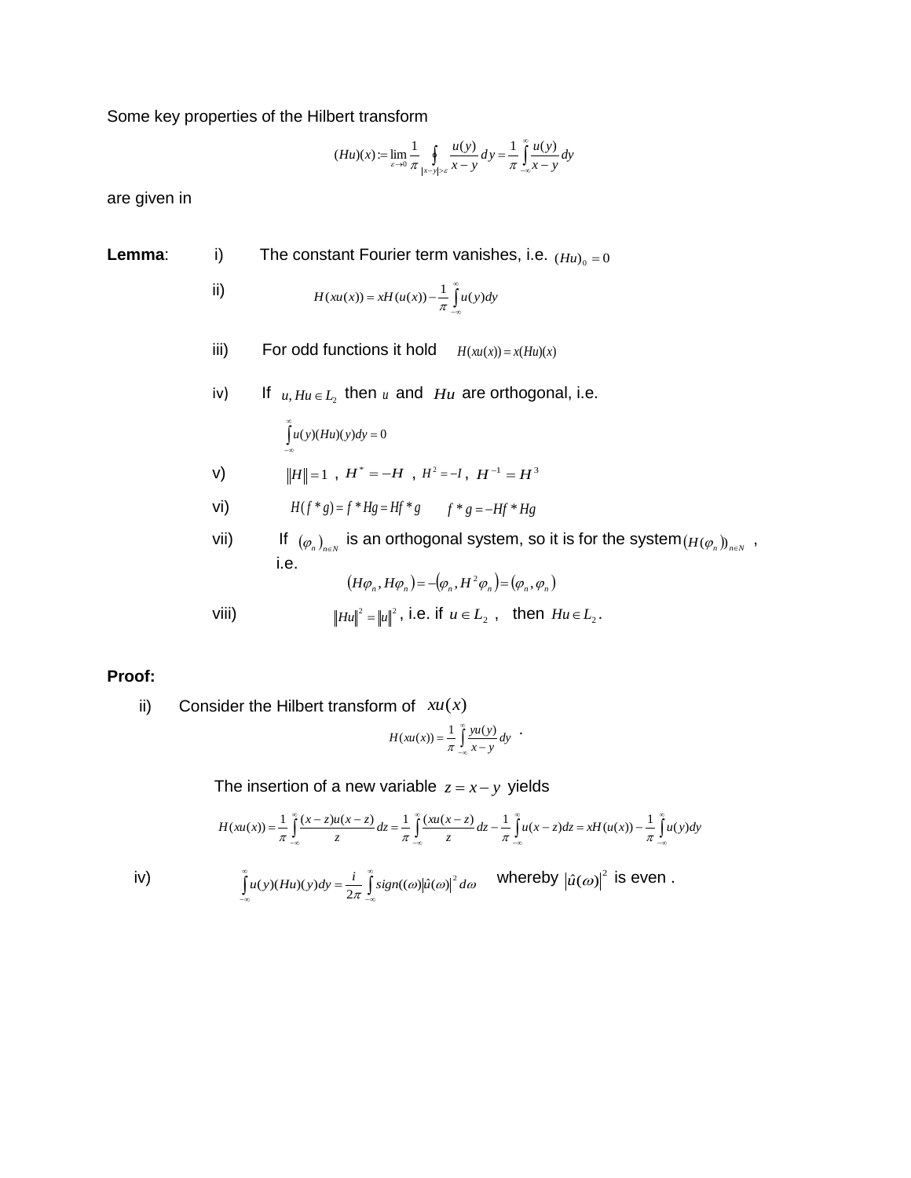Some key properties of the Hilbert transform

$$(Hu)(x) := \lim_{\varepsilon \to 0} \frac{1}{\pi} \oint_{|x-y|>\varepsilon} \frac{u(y)}{x-y} dy = \frac{1}{\pi} \int_{-\infty}^{\infty} \frac{u(y)}{x-y} dy$$

are given in

**Lemma**: i) The constant Fourier term vanishes, i.e. $(Hu)_0 = 0$

ii) $$H(xu(x)) = xH(u(x)) - \frac{1}{\pi} \int_{-\infty}^{\infty} u(y) dy$$

iii) For odd functions it hold $H(xu(x)) = x(Hu)(x)$

iv) If $u, Hu \in L_2$ then $u$ and $Hu$ are orthogonal, i.e.

$$\int_{-\infty}^{\infty} u(y)(Hu)(y) dy = 0$$

v) $\|H\| = 1$ , $H^* = -H$ , $H^2 = -I$ , $H^{-1} = H^3$

vi) $H(f * g) = f * Hg = Hf * g$ $\qquad f * g = -Hf * Hg$

vii) If $(\varphi_n)_{n \in N}$ is an orthogonal system, so it is for the system $(H(\varphi_n))_{n \in N}$ , i.e.

$$(H\varphi_n, H\varphi_n) = -(\varphi_n, H^2 \varphi_n) = (\varphi_n, \varphi_n)$$

viii) $\|Hu\|^2 = \|u\|^2$ , i.e. if $u \in L_2$ , then $Hu \in L_2$.

**Proof:**

ii) Consider the Hilbert transform of $xu(x)$

$$H(xu(x)) = \frac{1}{\pi} \int_{-\infty}^{\infty} \frac{yu(y)}{x-y} dy \ .$$

The insertion of a new variable $z = x - y$ yields

$$H(xu(x)) = \frac{1}{\pi} \int_{-\infty}^{\infty} \frac{(x-z)u(x-z)}{z} dz = \frac{1}{\pi} \int_{-\infty}^{\infty} \frac{(xu(x-z)}{z} dz - \frac{1}{\pi} \int_{-\infty}^{\infty} u(x-z) dz = xH(u(x)) - \frac{1}{\pi} \int_{-\infty}^{\infty} u(y) dy$$

iv) $$\int_{-\infty}^{\infty} u(y)(Hu)(y) dy = \frac{i}{2\pi} \int_{-\infty}^{\infty} sign((\omega)|\hat{u}(\omega)|^2 d\omega$$ whereby $|\hat{u}(\omega)|^2$ is even .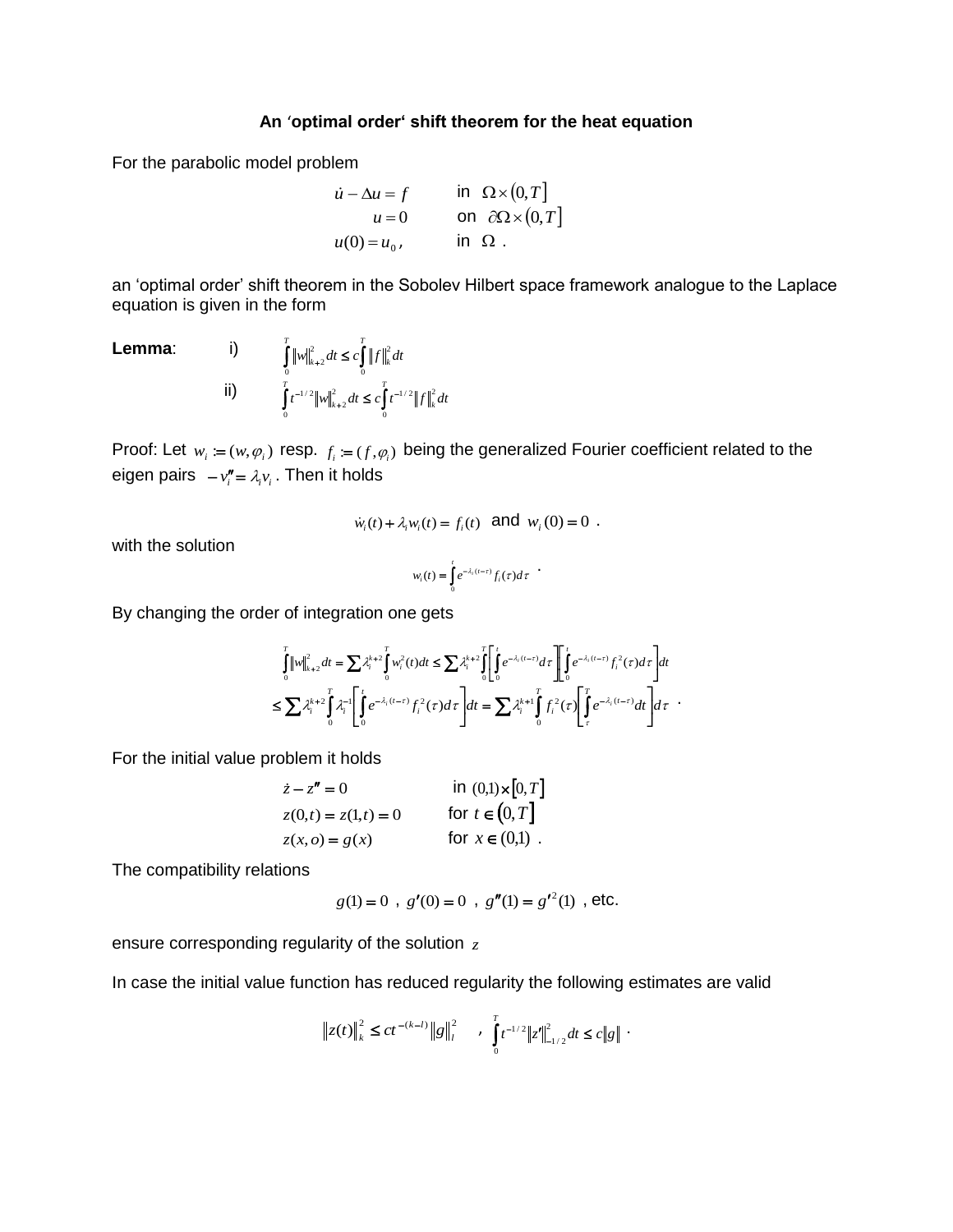### An 'optimal order' shift theorem for the heat equation

For the parabolic model problem

$$\begin{aligned} \dot{u} - \Delta u = f \qquad & \text{in } \Omega \times (0,T] \\ u = 0 \qquad & \text{on } \partial\Omega \times (0,T] \\ u(0) = u_0 , \qquad & \text{in } \Omega \ . \end{aligned}$$

an 'optimal order' shift theorem in the Sobolev Hilbert space framework analogue to the Laplace equation is given in the form

**Lemma**: i) $\int_0^T \|w\|_{k+2}^2 dt \le c \int_0^T \|f\|_k^2 dt$

ii) $\int_0^T t^{-1/2} \|w\|_{k+2}^2 dt \le c \int_0^T t^{-1/2} \|f\|_k^2 dt$

Proof: Let $w_i := (w, \varphi_i)$ resp. $f_i := (f, \varphi_i)$ being the generalized Fourier coefficient related to the eigen pairs $-v_i'' = \lambda_i v_i$ . Then it holds

$$\dot{w}_i(t) + \lambda_i w_i(t) = f_i(t) \quad \text{and} \quad w_i(0) = 0 \ .$$

with the solution

$$w_i(t) = \int_0^t e^{-\lambda_i (t-\tau)} f_i(\tau) d\tau \ .$$

By changing the order of integration one gets

$$\begin{aligned} \int_0^T \|w\|_{k+2}^2 dt &= \sum \lambda_i^{k+2} \int_0^T w_i^2(t) dt \le \sum \lambda_i^{k+2} \int_0^T \left[ \int_0^t e^{-\lambda_i (t-\tau)} d\tau \right] \left[ \int_0^t e^{-\lambda_i (t-\tau)} f_i^2(\tau) d\tau \right] dt \\ &\le \sum \lambda_i^{k+2} \int_0^T \lambda_i^{-1} \left[ \int_0^t e^{-\lambda_i (t-\tau)} f_i^2(\tau) d\tau \right] dt = \sum \lambda_i^{k+1} \int_0^T f_i^2(\tau) \left[ \int_\tau^T e^{-\lambda_i (t-\tau)} dt \right] d\tau \ . \end{aligned}$$

For the initial value problem it holds

$$\begin{aligned} \dot{z} - z'' = 0 \qquad & \text{in } (0,1) \times [0,T] \\ z(0,t) = z(1,t) = 0 \qquad & \text{for } t \in (0,T] \\ z(x,o) = g(x) \qquad & \text{for } x \in (0,1) \ . \end{aligned}$$

The compatibility relations

$$g(1) = 0 \ , \ g'(0) = 0 \ , \ g''(1) = g'^2(1) \ \text{, etc.}$$

ensure corresponding regularity of the solution $z$

In case the initial value function has reduced regularity the following estimates are valid

$$\|z(t)\|_k^2 \le c t^{-(k-l)} \|g\|_l^2 \quad , \quad \int_0^T t^{-1/2} \|z'\|_{-1/2}^2 dt \le c \|g\| \ .$$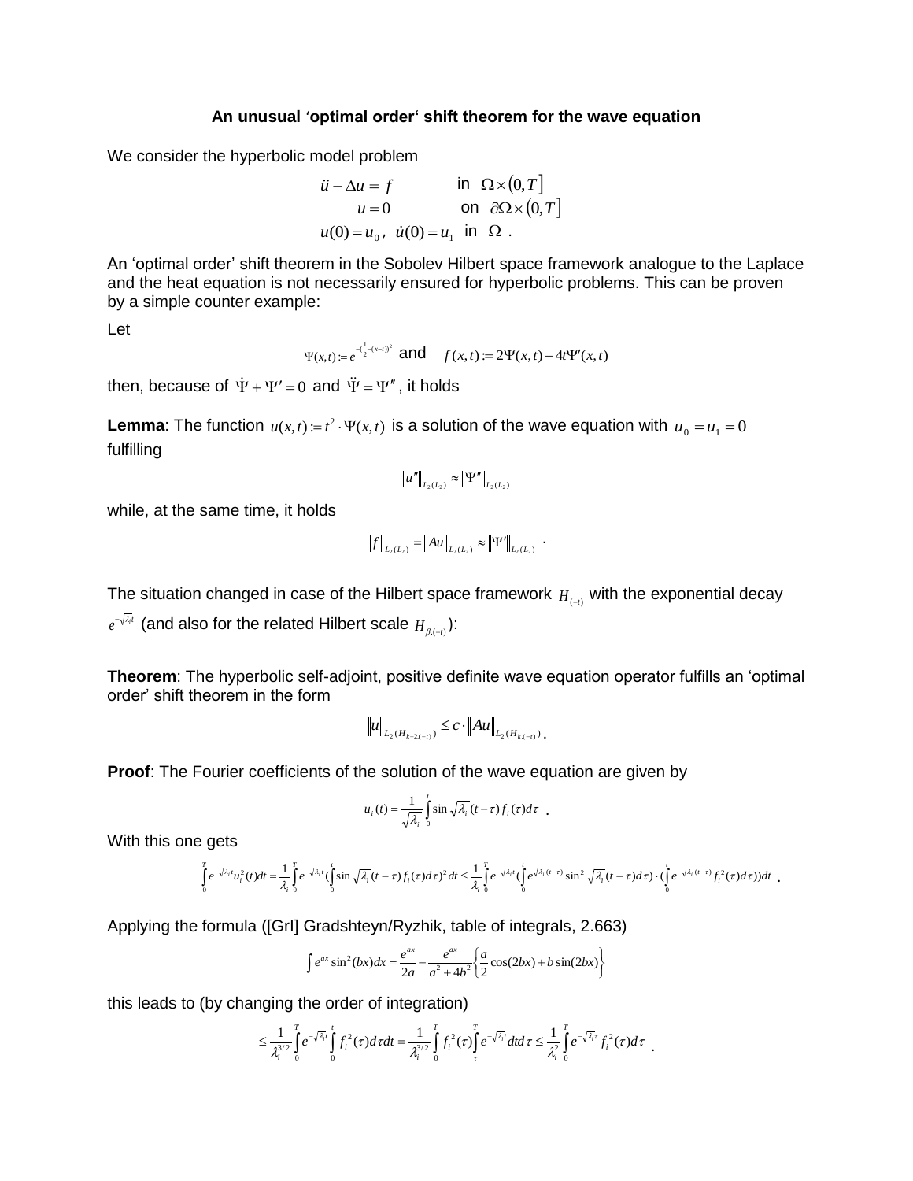**An unusual 'optimal order' shift theorem for the wave equation**

We consider the hyperbolic model problem

$$\begin{aligned} \ddot{u} - \Delta u &= f \quad &&\text{in } \Omega \times (0,T] \\ u &= 0 \quad &&\text{on } \partial\Omega \times (0,T] \\ u(0) = u_0,\ \dot{u}(0) &= u_1 \quad &&\text{in } \Omega\ . \end{aligned}$$

An 'optimal order' shift theorem in the Sobolev Hilbert space framework analogue to the Laplace and the heat equation is not necessarily ensured for hyperbolic problems. This can be proven by a simple counter example:

Let

$$\Psi(x,t) := e^{-(\frac{1}{2}-(x-t))^2} \quad \text{and} \quad f(x,t) := 2\Psi(x,t) - 4t\Psi'(x,t)$$

then, because of $\dot{\Psi} + \Psi' = 0$ and $\ddot{\Psi} = \Psi''$, it holds

**Lemma**: The function $u(x,t) := t^2 \cdot \Psi(x,t)$ is a solution of the wave equation with $u_0 = u_1 = 0$ fulfilling

$$\|u''\|_{L_2(L_2)} \approx \|\Psi''\|_{L_2(L_2)}$$

while, at the same time, it holds

$$\|f\|_{L_2(L_2)} = \|Au\|_{L_2(L_2)} \approx \|\Psi'\|_{L_2(L_2)}\ .$$

The situation changed in case of the Hilbert space framework $H_{(-t)}$ with the exponential decay $e^{-\sqrt{\lambda_i}t}$ (and also for the related Hilbert scale $H_{\beta,(-t)}$):

**Theorem**: The hyperbolic self-adjoint, positive definite wave equation operator fulfills an 'optimal order' shift theorem in the form

$$\|u\|_{L_2(H_{k+2,(-t)})} \leq c \cdot \|Au\|_{L_2(H_{k,(-t)})}\ .$$

**Proof**: The Fourier coefficients of the solution of the wave equation are given by

$$u_i(t) = \frac{1}{\sqrt{\lambda_i}} \int_0^t \sin\sqrt{\lambda_i}(t-\tau) f_i(\tau)d\tau\ .$$

With this one gets

$$\int_0^T e^{-\sqrt{\lambda_i}t} u_i^2(t)dt = \frac{1}{\lambda_i}\int_0^T e^{-\sqrt{\lambda_i}t}(\int_0^t \sin\sqrt{\lambda_i}(t-\tau) f_i(\tau)d\tau)^2 dt \leq \frac{1}{\lambda_i}\int_0^T e^{-\sqrt{\lambda_i}t}(\int_0^t e^{\sqrt{\lambda_i}(t-\tau)} \sin^2\sqrt{\lambda_i}(t-\tau)d\tau)\cdot(\int_0^t e^{-\sqrt{\lambda_i}(t-\tau)} f_i^2(\tau)d\tau))dt\ .$$

Applying the formula ([GrI] Gradshteyn/Ryzhik, table of integrals, 2.663)

$$\int e^{ax}\sin^2(bx)dx = \frac{e^{ax}}{2a} - \frac{e^{ax}}{a^2+4b^2}\left\{\frac{a}{2}\cos(2bx) + b\sin(2bx)\right\}$$

this leads to (by changing the order of integration)

$$\leq \frac{1}{\lambda_i^{3/2}}\int_0^T e^{-\sqrt{\lambda_i}t}\int_0^t f_i^2(\tau)d\tau dt = \frac{1}{\lambda_i^{3/2}}\int_0^T f_i^2(\tau)\int_\tau^T e^{-\sqrt{\lambda_i}t}dt d\tau \leq \frac{1}{\lambda_i^2}\int_0^T e^{-\sqrt{\lambda_i}\tau} f_i^2(\tau)d\tau\ .$$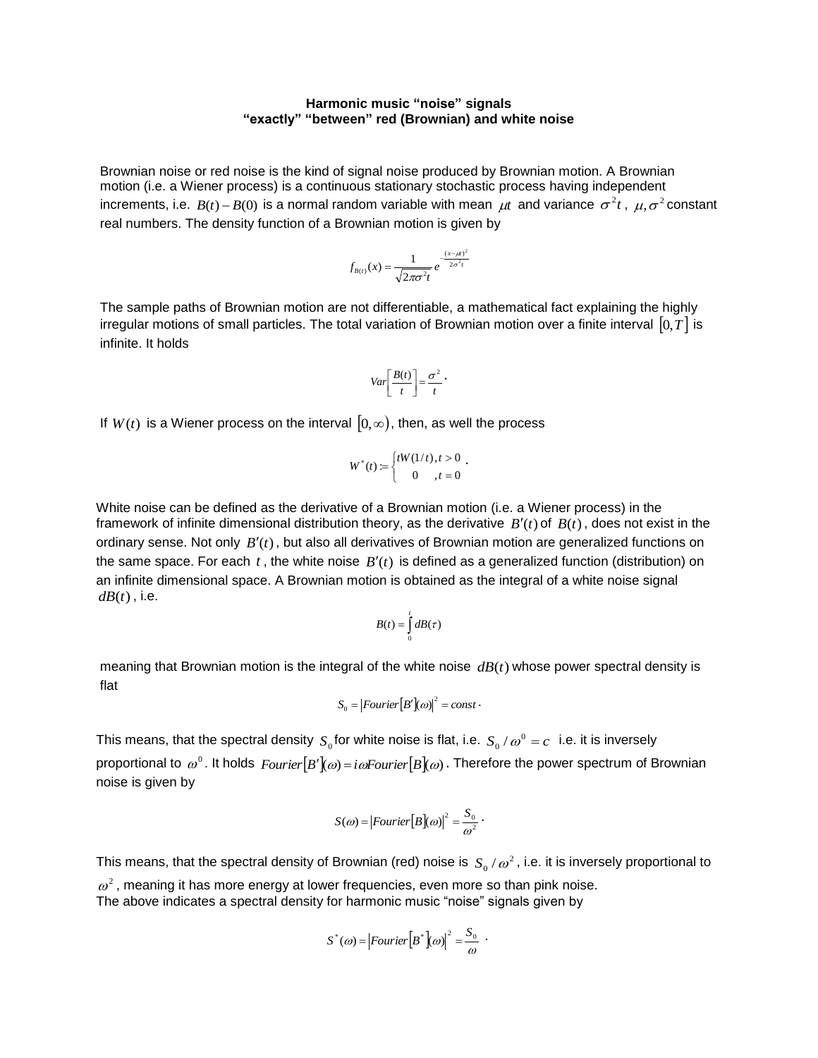**Harmonic music "noise" signals**
**"exactly" "between" red (Brownian) and white noise**

Brownian noise or red noise is the kind of signal noise produced by Brownian motion. A Brownian motion (i.e. a Wiener process) is a continuous stationary stochastic process having independent increments, i.e. $B(t)-B(0)$ is a normal random variable with mean $\mu t$ and variance $\sigma^2 t$, $\mu,\sigma^2$ constant real numbers. The density function of a Brownian motion is given by

$$f_{B(t)}(x)=\frac{1}{\sqrt{2\pi\sigma^2 t}}e^{-\frac{(x-\mu t)^2}{2\sigma^2 t}}$$

The sample paths of Brownian motion are not differentiable, a mathematical fact explaining the highly irregular motions of small particles. The total variation of Brownian motion over a finite interval $[0,T]$ is infinite. It holds

$$Var\left[\frac{B(t)}{t}\right]=\frac{\sigma^2}{t}.$$

If $W(t)$ is a Wiener process on the interval $[0,\infty)$, then, as well the process

$$W^*(t):=\begin{cases} tW(1/t), t>0 \\ 0 \quad\ , t=0 \end{cases}.$$

White noise can be defined as the derivative of a Brownian motion (i.e. a Wiener process) in the framework of infinite dimensional distribution theory, as the derivative $B'(t)$ of $B(t)$, does not exist in the ordinary sense. Not only $B'(t)$, but also all derivatives of Brownian motion are generalized functions on the same space. For each $t$, the white noise $B'(t)$ is defined as a generalized function (distribution) on an infinite dimensional space. A Brownian motion is obtained as the integral of a white noise signal $dB(t)$, i.e.

$$B(t)=\int_0^t dB(\tau)$$

meaning that Brownian motion is the integral of the white noise $dB(t)$ whose power spectral density is flat

$$S_0=\left|Fourier[B'](\omega)\right|^2=const\cdot$$

This means, that the spectral density $S_0$ for white noise is flat, i.e. $S_0/\omega^0=c$ i.e. it is inversely proportional to $\omega^0$. It holds $Fourier[B'](\omega)=i\omega Fourier[B](\omega)$. Therefore the power spectrum of Brownian noise is given by

$$S(\omega)=\left|Fourier[B](\omega)\right|^2=\frac{S_0}{\omega^2}.$$

This means, that the spectral density of Brownian (red) noise is $S_0/\omega^2$, i.e. it is inversely proportional to $\omega^2$, meaning it has more energy at lower frequencies, even more so than pink noise.
The above indicates a spectral density for harmonic music "noise" signals given by

$$S^*(\omega)=\left|Fourier[B^*](\omega)\right|^2=\frac{S_0}{\omega}.$$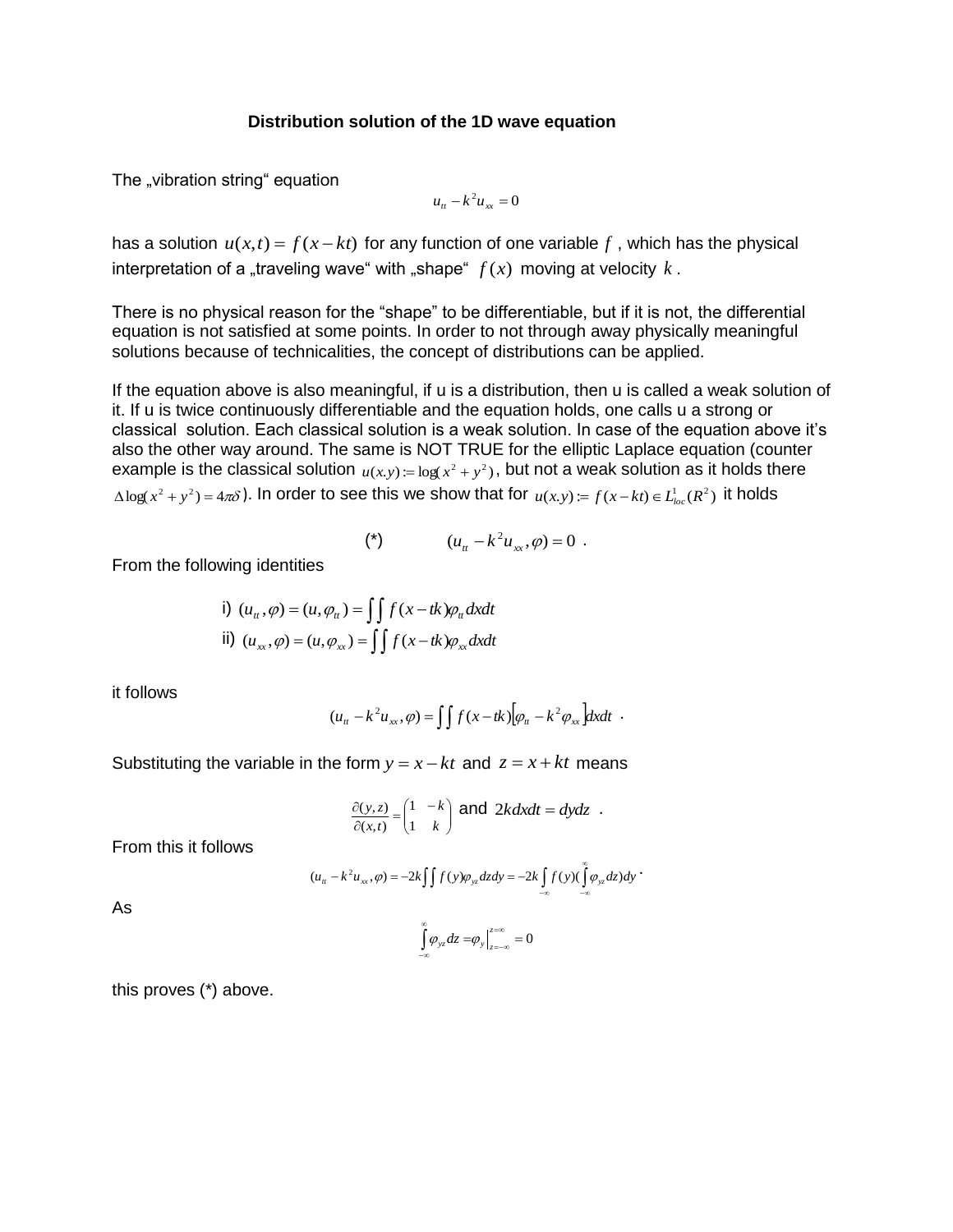### Distribution solution of the 1D wave equation

The „vibration string“ equation

$$u_{tt} - k^2 u_{xx} = 0$$

has a solution $u(x,t) = f(x-kt)$ for any function of one variable $f$, which has the physical interpretation of a „traveling wave“ with „shape“ $f(x)$ moving at velocity $k$.

There is no physical reason for the "shape" to be differentiable, but if it is not, the differential equation is not satisfied at some points. In order to not through away physically meaningful solutions because of technicalities, the concept of distributions can be applied.

If the equation above is also meaningful, if u is a distribution, then u is called a weak solution of it. If u is twice continuously differentiable and the equation holds, one calls u a strong or classical solution. Each classical solution is a weak solution. In case of the equation above it's also the other way around. The same is NOT TRUE for the elliptic Laplace equation (counter example is the classical solution $u(x.y) := \log(x^2 + y^2)$, but not a weak solution as it holds there $\Delta \log(x^2 + y^2) = 4\pi\delta$). In order to see this we show that for $u(x.y) := f(x-kt) \in L^1_{loc}(R^2)$ it holds

$$(*) \qquad (u_{tt} - k^2 u_{xx}, \varphi) = 0 \ .$$

From the following identities

i) $(u_{tt}, \varphi) = (u, \varphi_{tt}) = \int\int f(x-tk)\varphi_{tt} dxdt$

ii) $(u_{xx}, \varphi) = (u, \varphi_{xx}) = \int\int f(x-tk)\varphi_{xx} dxdt$

it follows

$$(u_{tt} - k^2 u_{xx}, \varphi) = \int\int f(x-tk)\left[\varphi_{tt} - k^2 \varphi_{xx}\right] dxdt \ .$$

Substituting the variable in the form $y = x - kt$ and $z = x + kt$ means

$$\frac{\partial(y,z)}{\partial(x,t)} = \begin{pmatrix} 1 & -k \\ 1 & k \end{pmatrix} \text{ and } 2kdxdt = dydz \ .$$

From this it follows

$$(u_{tt} - k^2 u_{xx}, \varphi) = -2k \int\int f(y)\varphi_{yz} dzdy = -2k \int_{-\infty}^{\infty} f(y)\left(\int_{-\infty}^{\infty} \varphi_{yz} dz\right) dy \ .$$

As

$$\int_{-\infty}^{\infty} \varphi_{yz} dz = \varphi_y \Big|_{z=-\infty}^{z=\infty} = 0$$

this proves (*) above.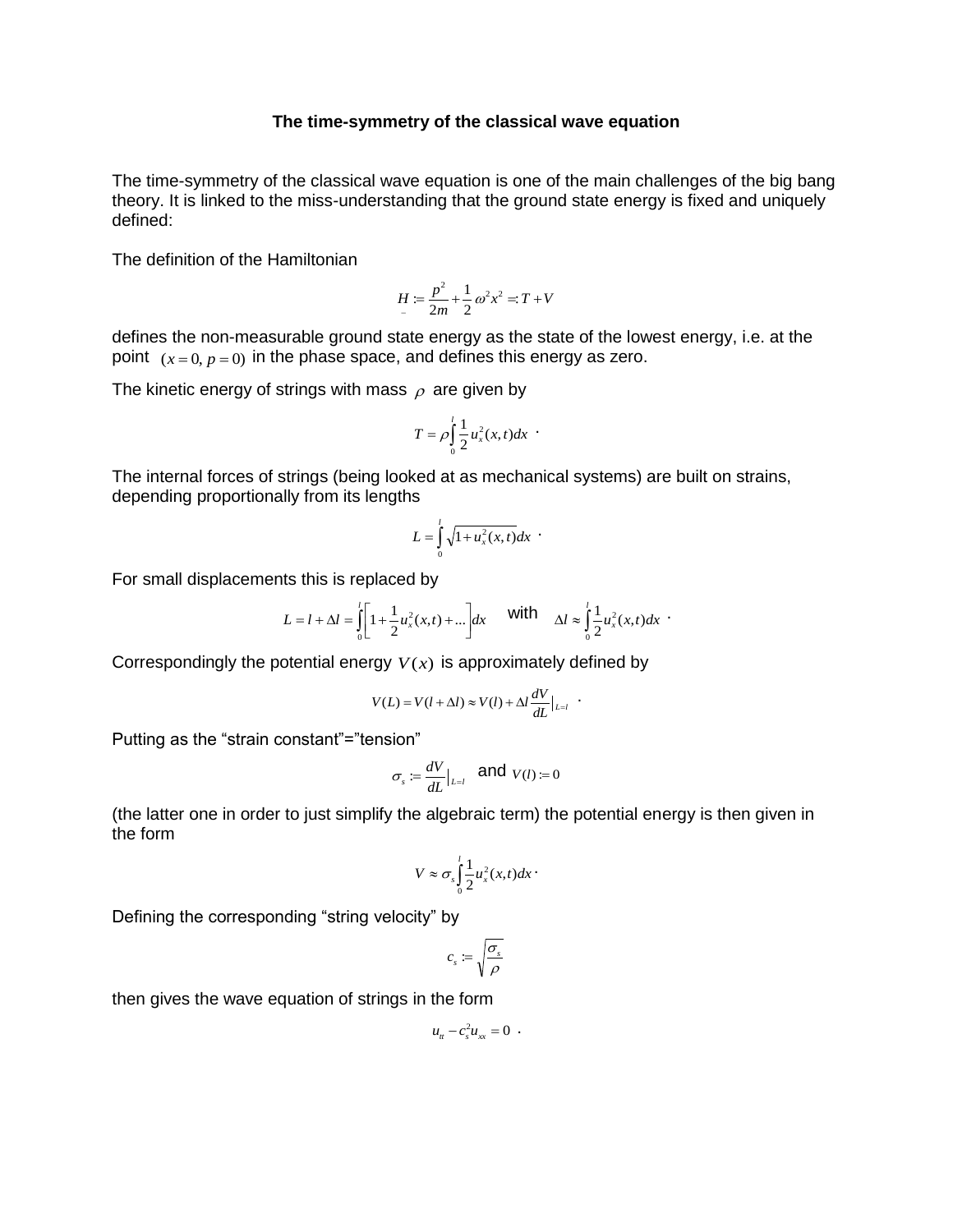**The time-symmetry of the classical wave equation**

The time-symmetry of the classical wave equation is one of the main challenges of the big bang theory. It is linked to the miss-understanding that the ground state energy is fixed and uniquely defined:

The definition of the Hamiltonian

$$\underset{-}{H} := \frac{p^2}{2m} + \frac{1}{2}\omega^2 x^2 =: T + V$$

defines the non-measurable ground state energy as the state of the lowest energy, i.e. at the point $(x = 0, p = 0)$ in the phase space, and defines this energy as zero.

The kinetic energy of strings with mass $\rho$ are given by

$$T = \rho \int_0^l \frac{1}{2} u_x^2(x,t) dx \ .$$

The internal forces of strings (being looked at as mechanical systems) are built on strains, depending proportionally from its lengths

$$L = \int_0^l \sqrt{1 + u_x^2(x,t)} dx \ .$$

For small displacements this is replaced by

$$L = l + \Delta l = \int_0^l \left[ 1 + \frac{1}{2} u_x^2(x,t) + ... \right] dx \quad \text{with} \quad \Delta l \approx \int_0^l \frac{1}{2} u_x^2(x,t) dx \ .$$

Correspondingly the potential energy $V(x)$ is approximately defined by

$$V(L) = V(l + \Delta l) \approx V(l) + \Delta l \frac{dV}{dL}\Big|_{L=l} \ .$$

Putting as the "strain constant"="tension"

$$\sigma_s := \frac{dV}{dL}\Big|_{L=l} \quad \text{and} \quad V(l) := 0$$

(the latter one in order to just simplify the algebraic term) the potential energy is then given in the form

$$V \approx \sigma_s \int_0^l \frac{1}{2} u_x^2(x,t) dx \ .$$

Defining the corresponding "string velocity" by

$$c_s := \sqrt{\frac{\sigma_s}{\rho}}$$

then gives the wave equation of strings in the form

$$u_{tt} - c_s^2 u_{xx} = 0 \ .$$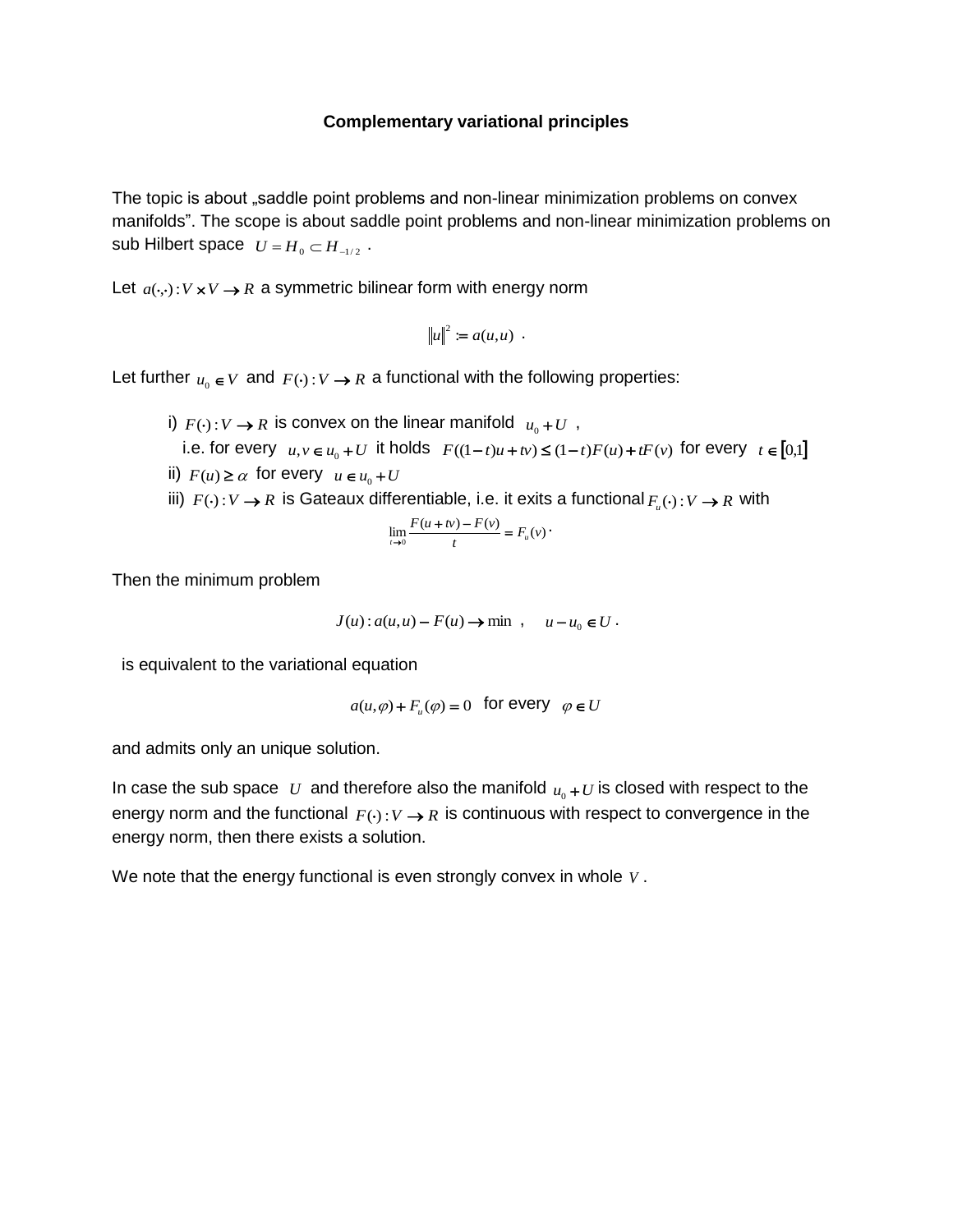**Complementary variational principles**

The topic is about „saddle point problems and non-linear minimization problems on convex manifolds". The scope is about saddle point problems and non-linear minimization problems on sub Hilbert space $U = H_0 \subset H_{-1/2}$ .

Let $a(\cdot,\cdot): V \times V \to R$ a symmetric bilinear form with energy norm

$$\|u\|^2 := a(u,u) \; .$$

Let further $u_0 \in V$ and $F(\cdot): V \to R$ a functional with the following properties:

- i) $F(\cdot): V \to R$ is convex on the linear manifold $u_0 + U$ ,
  i.e. for every $u, v \in u_0 + U$ it holds $F((1-t)u + tv) \leq (1-t)F(u) + tF(v)$ for every $t \in [0,1]$
- ii) $F(u) \geq \alpha$ for every $u \in u_0 + U$
- iii) $F(\cdot): V \to R$ is Gateaux differentiable, i.e. it exits a functional $F_u(\cdot): V \to R$ with

$$\lim_{t \to 0} \frac{F(u + tv) - F(v)}{t} = F_u(v) \, .$$

Then the minimum problem

$$J(u) : a(u,u) - F(u) \to \min \;\; , \quad u - u_0 \in U \, .$$

is equivalent to the variational equation

$$a(u,\varphi) + F_u(\varphi) = 0 \quad \text{for every} \quad \varphi \in U$$

and admits only an unique solution.

In case the sub space $U$ and therefore also the manifold $u_0 + U$ is closed with respect to the energy norm and the functional $F(\cdot): V \to R$ is continuous with respect to convergence in the energy norm, then there exists a solution.

We note that the energy functional is even strongly convex in whole $V$ .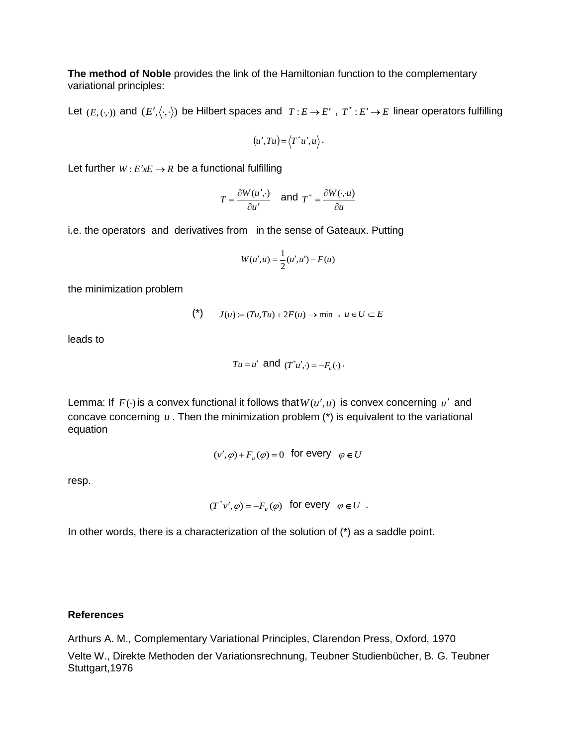**The method of Noble** provides the link of the Hamiltonian function to the complementary variational principles:

Let $(E,(\cdot,\cdot))$ and $(E',\langle\cdot,\cdot\rangle)$ be Hilbert spaces and $T: E \to E'$ , $T^*: E' \to E$ linear operators fulfilling

$$(u', Tu) = \langle T^* u', u\rangle .$$

Let further $W: E'xE \to R$ be a functional fulfilling

$$T = \frac{\partial W(u',\cdot)}{\partial u'} \quad \text{and} \quad T^* = \frac{\partial W(\cdot,\cdot u)}{\partial u}$$

i.e. the operators and derivatives from in the sense of Gateaux. Putting

$$W(u',u) = \frac{1}{2}(u',u') - F(u)$$

the minimization problem

$$\text{(*)} \qquad J(u) := (Tu, Tu) + 2F(u) \to \min \ , \ u \in U \subset E$$

leads to

$$Tu = u' \ \text{ and } \ (T^* u', \cdot) = -F_u(\cdot) .$$

Lemma: If $F(\cdot)$ is a convex functional it follows that $W(u',u)$ is convex concerning $u'$ and concave concerning $u$ . Then the minimization problem (*) is equivalent to the variational equation

$$(v', \varphi) + F_u(\varphi) = 0 \ \text{ for every } \ \varphi \in U$$

resp.

$$(T^* v', \varphi) = -F_u(\varphi) \ \text{ for every } \ \varphi \in U \ .$$

In other words, there is a characterization of the solution of (*) as a saddle point.

**References**

Arthurs A. M., Complementary Variational Principles, Clarendon Press, Oxford, 1970

Velte W., Direkte Methoden der Variationsrechnung, Teubner Studienbücher, B. G. Teubner Stuttgart,1976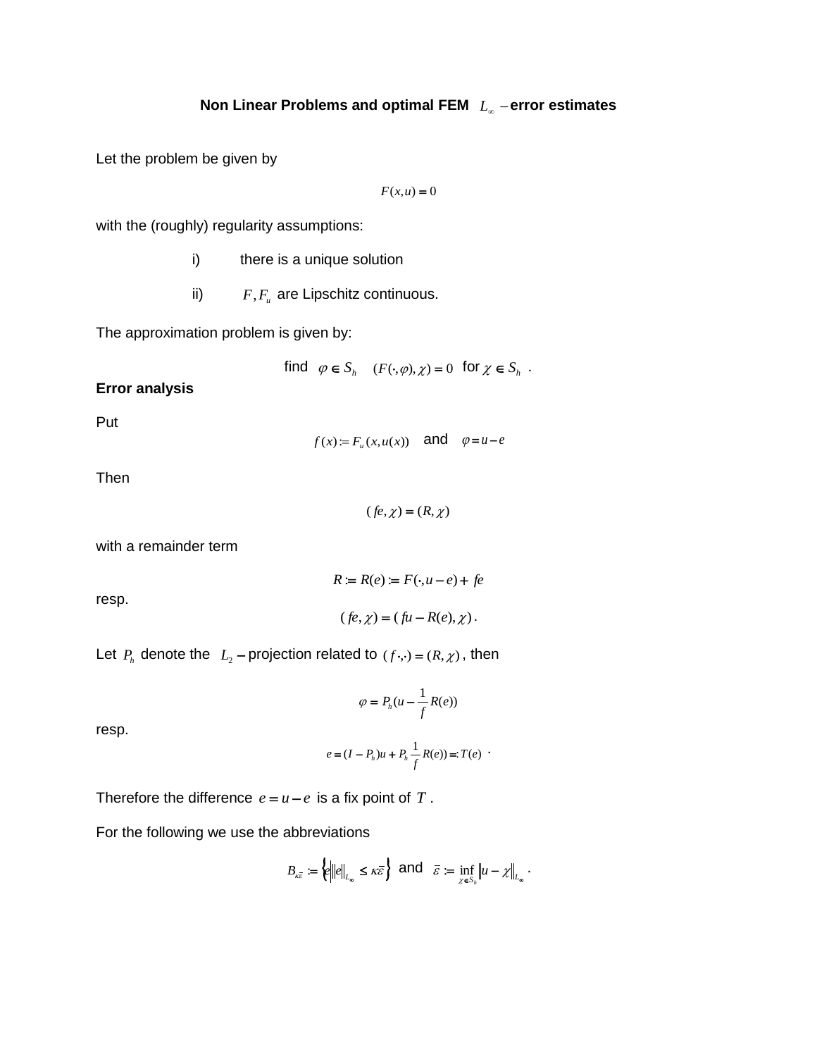## Non Linear Problems and optimal FEM $L_\infty$ – error estimates

Let the problem be given by

$$F(x,u) = 0$$

with the (roughly) regularity assumptions:

i) there is a unique solution

ii) $F, F_u$ are Lipschitz continuous.

The approximation problem is given by:

$$\text{find } \varphi \in S_h \quad (F(\cdot,\varphi),\chi) = 0 \text{ for } \chi \in S_h .$$

**Error analysis**

Put

$$f(x) := F_u(x,u(x)) \quad \text{and} \quad \varphi = u - e$$

Then

$$(fe,\chi) = (R,\chi)$$

with a remainder term

$$R := R(e) := F(\cdot, u-e) + fe$$

resp.

$$(fe,\chi) = (fu - R(e),\chi) .$$

Let $P_h$ denote the $L_2$ – projection related to $(f\cdot,\cdot) = (R,\chi)$, then

$$\varphi = P_h(u - \frac{1}{f}R(e))$$

resp.

$$e = (I - P_h)u + P_h \frac{1}{f}R(e)) =: T(e) \; .$$

Therefore the difference $e = u - e$ is a fix point of $T$.

For the following we use the abbreviations

$$B_{\kappa\bar{\varepsilon}} := \left\{ e \middle| \|e\|_{L_\infty} \le \kappa\bar{\varepsilon} \right\} \text{ and } \bar{\varepsilon} := \inf_{\chi \in S_h} \|u - \chi\|_{L_\infty} .$$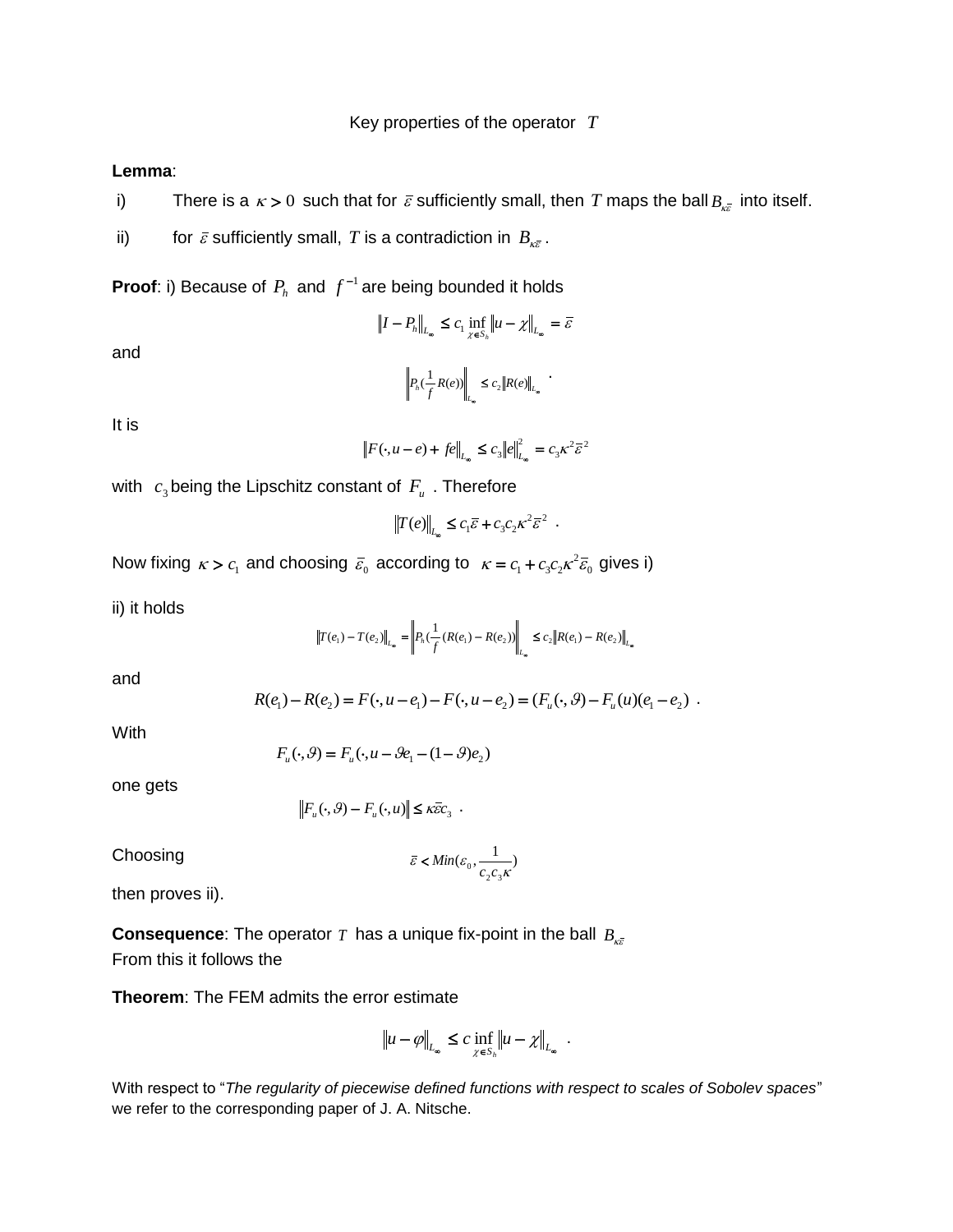## Key properties of the operator $T$

**Lemma**:

i) There is a $\kappa > 0$ such that for $\bar{\varepsilon}$ sufficiently small, then $T$ maps the ball $B_{\kappa\bar{\varepsilon}}$ into itself.

ii) for $\bar{\varepsilon}$ sufficiently small, $T$ is a contradiction in $B_{\kappa\bar{\varepsilon}}$.

**Proof**: i) Because of $P_h$ and $f^{-1}$ are being bounded it holds

$$\|I - P_h\|_{L_\infty} \le c_1 \inf_{\chi \in S_h} \|u - \chi\|_{L_\infty} = \bar{\varepsilon}$$

and

$$\left\| P_h\left(\frac{1}{f} R(e)\right) \right\|_{L_\infty} \le c_2 \|R(e)\|_{L_\infty} .$$

It is

$$\|F(\cdot, u - e) + fe\|_{L_\infty} \le c_3 \|e\|_{L_\infty}^2 = c_3 \kappa^2 \bar{\varepsilon}^2$$

with $c_3$ being the Lipschitz constant of $F_u$. Therefore

$$\|T(e)\|_{L_\infty} \le c_1 \bar{\varepsilon} + c_3 c_2 \kappa^2 \bar{\varepsilon}^2 .$$

Now fixing $\kappa > c_1$ and choosing $\bar{\varepsilon}_0$ according to $\kappa = c_1 + c_3 c_2 \kappa^2 \bar{\varepsilon}_0$ gives i)

ii) it holds

$$\|T(e_1) - T(e_2)\|_{L_\infty} = \left\| P_h\left(\frac{1}{f}(R(e_1) - R(e_2))\right) \right\|_{L_\infty} \le c_2 \|R(e_1) - R(e_2)\|_{L_\infty}$$

and

$$R(e_1) - R(e_2) = F(\cdot, u - e_1) - F(\cdot, u - e_2) = (F_u(\cdot, \vartheta) - F_u(u)(e_1 - e_2) .$$

With

$$F_u(\cdot, \vartheta) = F_u(\cdot, u - \vartheta e_1 - (1 - \vartheta) e_2)$$

one gets

$$\|F_u(\cdot, \vartheta) - F_u(\cdot, u)\| \le \kappa \bar{\varepsilon} c_3 .$$

Choosing

$$\bar{\varepsilon} < Min(\varepsilon_0, \frac{1}{c_2 c_3 \kappa})$$

then proves ii).

**Consequence**: The operator $T$ has a unique fix-point in the ball $B_{\kappa\bar{\varepsilon}}$
From this it follows the

**Theorem**: The FEM admits the error estimate

$$\|u - \varphi\|_{L_\infty} \le c \inf_{\chi \in S_h} \|u - \chi\|_{L_\infty} .$$

With respect to "*The regularity of piecewise defined functions with respect to scales of Sobolev spaces*" we refer to the corresponding paper of J. A. Nitsche.